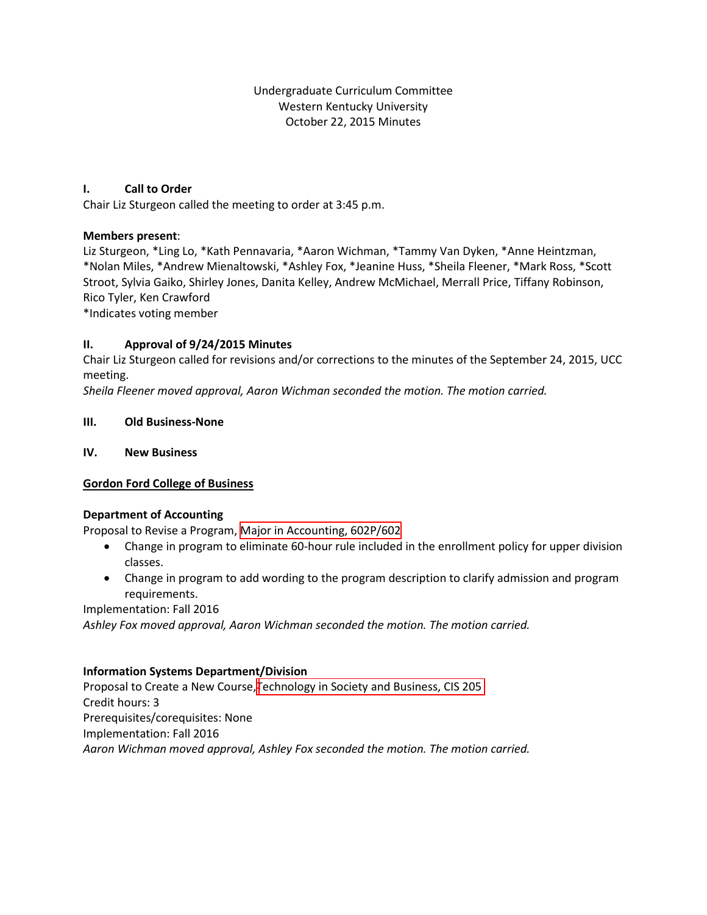Undergraduate Curriculum Committee
Western Kentucky University
October 22, 2015 Minutes

## I. Call to Order

Chair Liz Sturgeon called the meeting to order at 3:45 p.m.

**Members present**:
Liz Sturgeon, *Ling Lo, *Kath Pennavaria, *Aaron Wichman, *Tammy Van Dyken, *Anne Heintzman, *Nolan Miles, *Andrew Mienaltowski, *Ashley Fox, *Jeanine Huss, *Sheila Fleener, *Mark Ross, *Scott Stroot, Sylvia Gaiko, Shirley Jones, Danita Kelley, Andrew McMichael, Merrall Price, Tiffany Robinson, Rico Tyler, Ken Crawford
*Indicates voting member

## II. Approval of 9/24/2015 Minutes

Chair Liz Sturgeon called for revisions and/or corrections to the minutes of the September 24, 2015, UCC meeting.
*Sheila Fleener moved approval, Aaron Wichman seconded the motion. The motion carried.*

## III. Old Business-None

## IV. New Business

**Gordon Ford College of Business**

**Department of Accounting**
Proposal to Revise a Program, Major in Accounting, 602P/602

- Change in program to eliminate 60-hour rule included in the enrollment policy for upper division classes.
- Change in program to add wording to the program description to clarify admission and program requirements.

Implementation: Fall 2016
*Ashley Fox moved approval, Aaron Wichman seconded the motion. The motion carried.*

**Information Systems Department/Division**
Proposal to Create a New Course, Technology in Society and Business, CIS 205
Credit hours: 3
Prerequisites/corequisites: None
Implementation: Fall 2016
*Aaron Wichman moved approval, Ashley Fox seconded the motion. The motion carried.*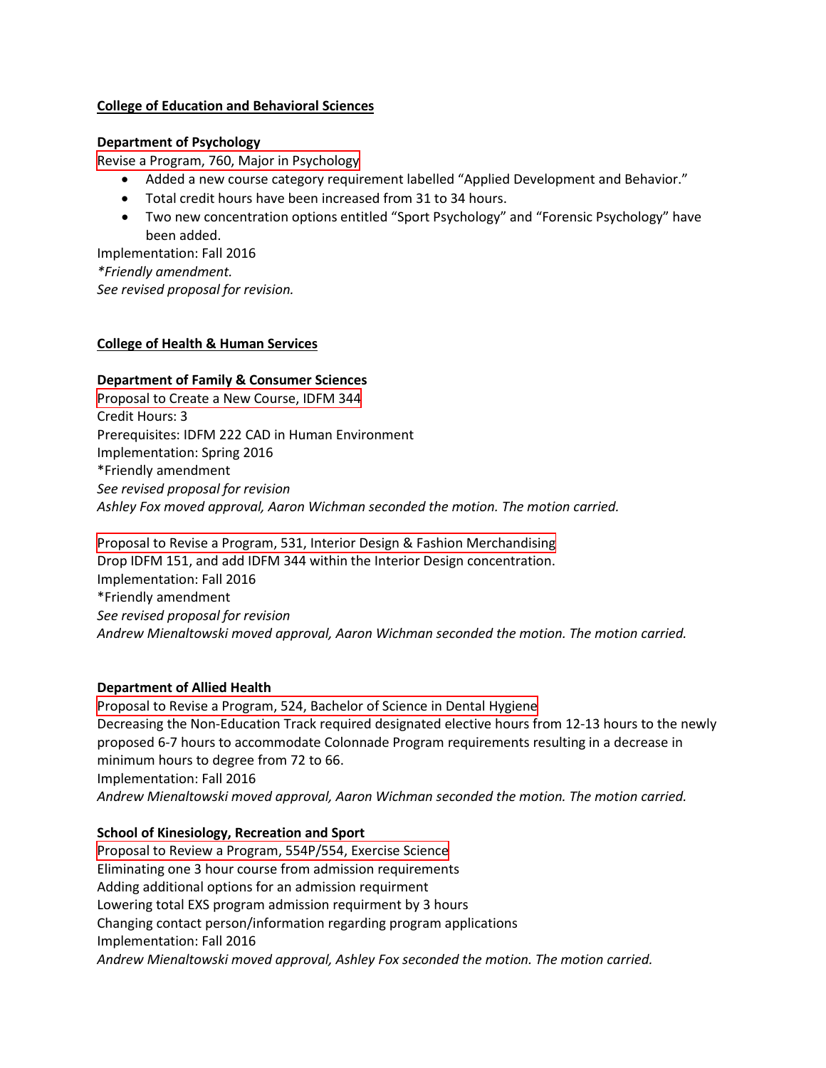**College of Education and Behavioral Sciences**

**Department of Psychology**

Revise a Program, 760, Major in Psychology

- Added a new course category requirement labelled “Applied Development and Behavior.”
- Total credit hours have been increased from 31 to 34 hours.
- Two new concentration options entitled “Sport Psychology” and “Forensic Psychology” have been added.

Implementation: Fall 2016
*\*Friendly amendment.*
*See revised proposal for revision.*

**College of Health & Human Services**

**Department of Family & Consumer Sciences**

Proposal to Create a New Course, IDFM 344
Credit Hours: 3
Prerequisites: IDFM 222 CAD in Human Environment
Implementation: Spring 2016
*Friendly amendment
*See revised proposal for revision*
*Ashley Fox moved approval, Aaron Wichman seconded the motion. The motion carried.*

Proposal to Revise a Program, 531, Interior Design & Fashion Merchandising
Drop IDFM 151, and add IDFM 344 within the Interior Design concentration.
Implementation: Fall 2016
*Friendly amendment
*See revised proposal for revision*
*Andrew Mienaltowski moved approval, Aaron Wichman seconded the motion. The motion carried.*

**Department of Allied Health**

Proposal to Revise a Program, 524, Bachelor of Science in Dental Hygiene
Decreasing the Non-Education Track required designated elective hours from 12-13 hours to the newly proposed 6-7 hours to accommodate Colonnade Program requirements resulting in a decrease in minimum hours to degree from 72 to 66.
Implementation: Fall 2016
*Andrew Mienaltowski moved approval, Aaron Wichman seconded the motion. The motion carried.*

**School of Kinesiology, Recreation and Sport**

Proposal to Review a Program, 554P/554, Exercise Science
Eliminating one 3 hour course from admission requirements
Adding additional options for an admission requirment
Lowering total EXS program admission requirment by 3 hours
Changing contact person/information regarding program applications
Implementation: Fall 2016
*Andrew Mienaltowski moved approval, Ashley Fox seconded the motion. The motion carried.*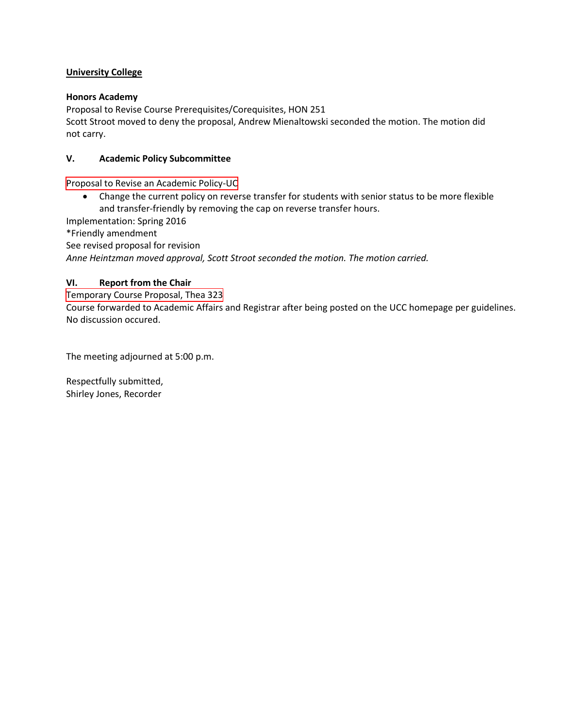**University College**

**Honors Academy**

Proposal to Revise Course Prerequisites/Corequisites, HON 251

Scott Stroot moved to deny the proposal, Andrew Mienaltowski seconded the motion. The motion did not carry.

## V. Academic Policy Subcommittee

Proposal to Revise an Academic Policy-UC

- Change the current policy on reverse transfer for students with senior status to be more flexible and transfer-friendly by removing the cap on reverse transfer hours.

Implementation: Spring 2016

*Friendly amendment

See revised proposal for revision

*Anne Heintzman moved approval, Scott Stroot seconded the motion. The motion carried.*

## VI. Report from the Chair

Temporary Course Proposal, Thea 323

Course forwarded to Academic Affairs and Registrar after being posted on the UCC homepage per guidelines. No discussion occured.

The meeting adjourned at 5:00 p.m.

Respectfully submitted,
Shirley Jones, Recorder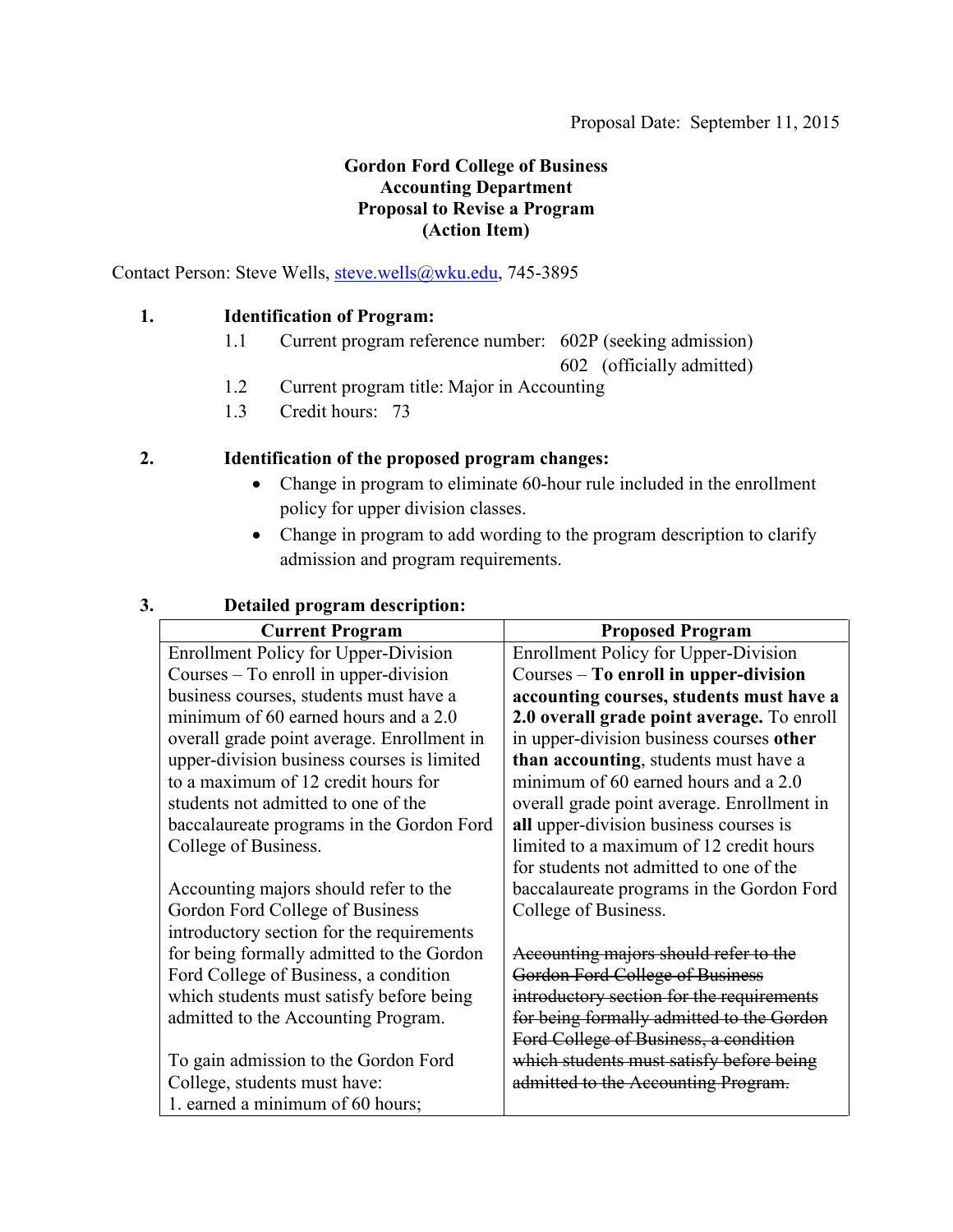Proposal Date: September 11, 2015

**Gordon Ford College of Business**
**Accounting Department**
**Proposal to Revise a Program**
**(Action Item)**

Contact Person: Steve Wells, steve.wells@wku.edu, 745-3895

**1. Identification of Program:**

1.1 Current program reference number: 602P (seeking admission)
602 (officially admitted)

1.2 Current program title: Major in Accounting

1.3 Credit hours: 73

**2. Identification of the proposed program changes:**

- Change in program to eliminate 60-hour rule included in the enrollment policy for upper division classes.
- Change in program to add wording to the program description to clarify admission and program requirements.

**3. Detailed program description:**

| Current Program | Proposed Program |
|---|---|
| Enrollment Policy for Upper-Division Courses – To enroll in upper-division business courses, students must have a minimum of 60 earned hours and a 2.0 overall grade point average. Enrollment in upper-division business courses is limited to a maximum of 12 credit hours for students not admitted to one of the baccalaureate programs in the Gordon Ford College of Business.<br><br>Accounting majors should refer to the Gordon Ford College of Business introductory section for the requirements for being formally admitted to the Gordon Ford College of Business, a condition which students must satisfy before being admitted to the Accounting Program.<br><br>To gain admission to the Gordon Ford College, students must have:<br>1. earned a minimum of 60 hours; | Enrollment Policy for Upper-Division Courses – **To enroll in upper-division accounting courses, students must have a 2.0 overall grade point average.** To enroll in upper-division business courses **other than accounting**, students must have a minimum of 60 earned hours and a 2.0 overall grade point average. Enrollment in **all** upper-division business courses is limited to a maximum of 12 credit hours for students not admitted to one of the baccalaureate programs in the Gordon Ford College of Business.<br><br>~~Accounting majors should refer to the Gordon Ford College of Business introductory section for the requirements for being formally admitted to the Gordon Ford College of Business, a condition which students must satisfy before being admitted to the Accounting Program.~~ |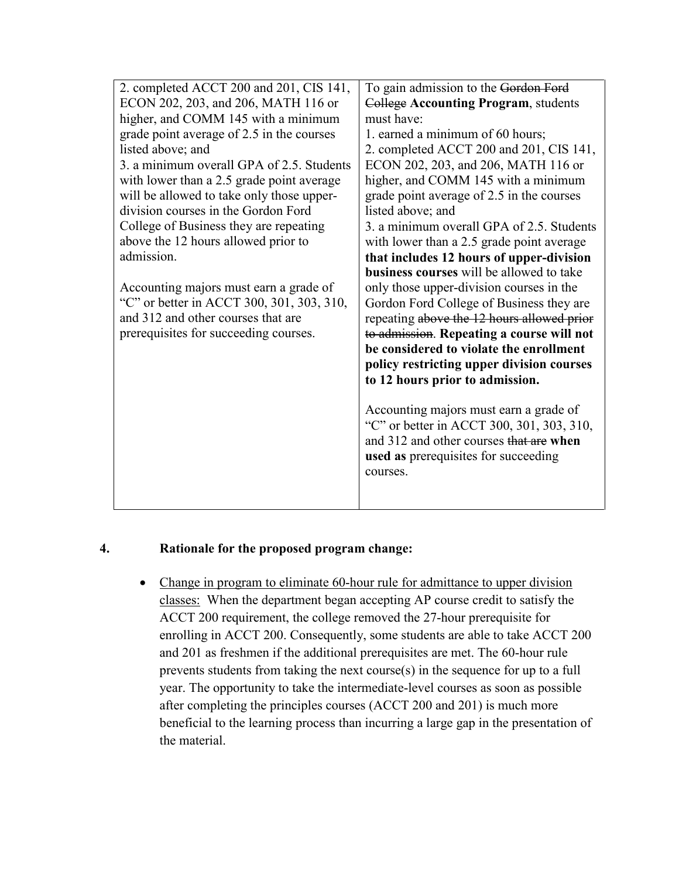| | |
|---|---|
| 2. completed ACCT 200 and 201, CIS 141, ECON 202, 203, and 206, MATH 116 or higher, and COMM 145 with a minimum grade point average of 2.5 in the courses listed above; and<br>3. a minimum overall GPA of 2.5. Students with lower than a 2.5 grade point average will be allowed to take only those upper-division courses in the Gordon Ford College of Business they are repeating above the 12 hours allowed prior to admission.<br><br>Accounting majors must earn a grade of "C" or better in ACCT 300, 301, 303, 310, and 312 and other courses that are prerequisites for succeeding courses. | To gain admission to the ~~Gordon Ford College~~ **Accounting Program**, students must have:<br>1. earned a minimum of 60 hours;<br>2. completed ACCT 200 and 201, CIS 141, ECON 202, 203, and 206, MATH 116 or higher, and COMM 145 with a minimum grade point average of 2.5 in the courses listed above; and<br>3. a minimum overall GPA of 2.5. Students with lower than a 2.5 grade point average **that includes 12 hours of upper-division business courses** will be allowed to take only those upper-division courses in the Gordon Ford College of Business they are repeating ~~above the 12 hours allowed prior to admission~~. **Repeating a course will not be considered to violate the enrollment policy restricting upper division courses to 12 hours prior to admission.**<br><br>Accounting majors must earn a grade of "C" or better in ACCT 300, 301, 303, 310, and 312 and other courses ~~that are~~ **when used as** prerequisites for succeeding courses. |

## 4. Rationale for the proposed program change:

- <u>Change in program to eliminate 60-hour rule for admittance to upper division classes:</u> When the department began accepting AP course credit to satisfy the ACCT 200 requirement, the college removed the 27-hour prerequisite for enrolling in ACCT 200. Consequently, some students are able to take ACCT 200 and 201 as freshmen if the additional prerequisites are met. The 60-hour rule prevents students from taking the next course(s) in the sequence for up to a full year. The opportunity to take the intermediate-level courses as soon as possible after completing the principles courses (ACCT 200 and 201) is much more beneficial to the learning process than incurring a large gap in the presentation of the material.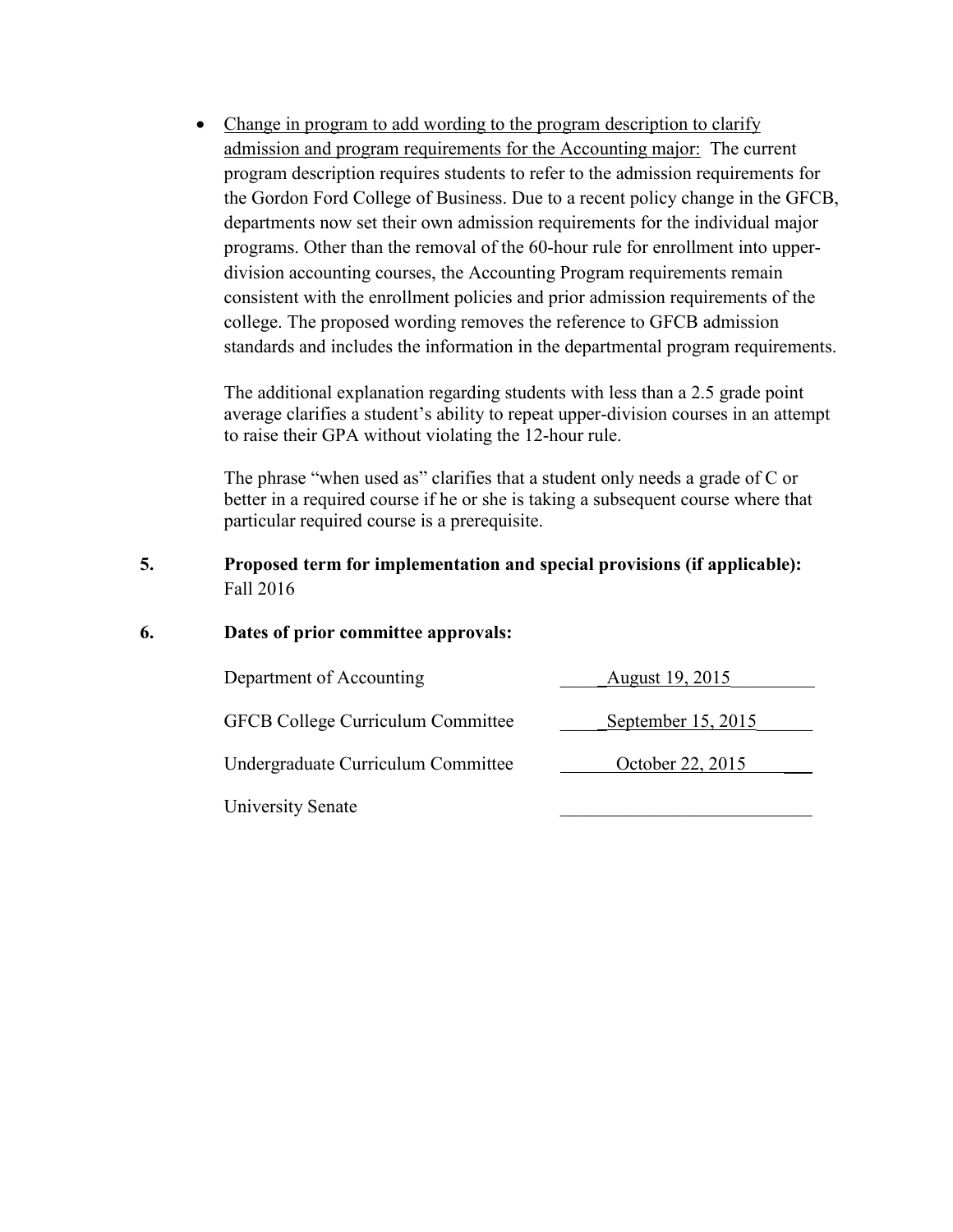- Change in program to add wording to the program description to clarify admission and program requirements for the Accounting major: The current program description requires students to refer to the admission requirements for the Gordon Ford College of Business. Due to a recent policy change in the GFCB, departments now set their own admission requirements for the individual major programs. Other than the removal of the 60-hour rule for enrollment into upper-division accounting courses, the Accounting Program requirements remain consistent with the enrollment policies and prior admission requirements of the college. The proposed wording removes the reference to GFCB admission standards and includes the information in the departmental program requirements.

  The additional explanation regarding students with less than a 2.5 grade point average clarifies a student's ability to repeat upper-division courses in an attempt to raise their GPA without violating the 12-hour rule.

  The phrase "when used as" clarifies that a student only needs a grade of C or better in a required course if he or she is taking a subsequent course where that particular required course is a prerequisite.

**5. Proposed term for implementation and special provisions (if applicable):**
Fall 2016

**6. Dates of prior committee approvals:**

| | |
|---|---|
| Department of Accounting | August 19, 2015 |
| GFCB College Curriculum Committee | September 15, 2015 |
| Undergraduate Curriculum Committee | October 22, 2015 |
| University Senate | |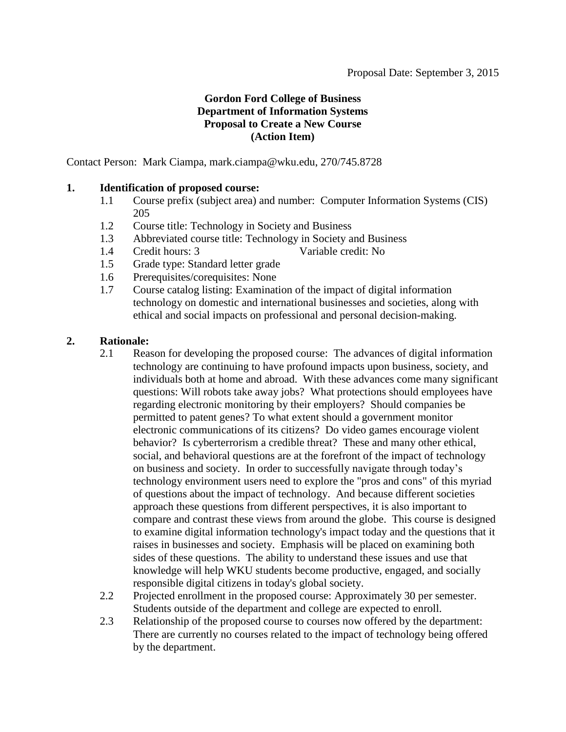Proposal Date: September 3, 2015

**Gordon Ford College of Business**
**Department of Information Systems**
**Proposal to Create a New Course**
**(Action Item)**

Contact Person: Mark Ciampa, mark.ciampa@wku.edu, 270/745.8728

**1. Identification of proposed course:**

- 1.1 Course prefix (subject area) and number: Computer Information Systems (CIS) 205
- 1.2 Course title: Technology in Society and Business
- 1.3 Abbreviated course title: Technology in Society and Business
- 1.4 Credit hours: 3 Variable credit: No
- 1.5 Grade type: Standard letter grade
- 1.6 Prerequisites/corequisites: None
- 1.7 Course catalog listing: Examination of the impact of digital information technology on domestic and international businesses and societies, along with ethical and social impacts on professional and personal decision-making.

**2. Rationale:**

- 2.1 Reason for developing the proposed course: The advances of digital information technology are continuing to have profound impacts upon business, society, and individuals both at home and abroad. With these advances come many significant questions: Will robots take away jobs? What protections should employees have regarding electronic monitoring by their employers? Should companies be permitted to patent genes? To what extent should a government monitor electronic communications of its citizens? Do video games encourage violent behavior? Is cyberterrorism a credible threat? These and many other ethical, social, and behavioral questions are at the forefront of the impact of technology on business and society. In order to successfully navigate through today's technology environment users need to explore the "pros and cons" of this myriad of questions about the impact of technology. And because different societies approach these questions from different perspectives, it is also important to compare and contrast these views from around the globe. This course is designed to examine digital information technology's impact today and the questions that it raises in businesses and society. Emphasis will be placed on examining both sides of these questions. The ability to understand these issues and use that knowledge will help WKU students become productive, engaged, and socially responsible digital citizens in today's global society.
- 2.2 Projected enrollment in the proposed course: Approximately 30 per semester. Students outside of the department and college are expected to enroll.
- 2.3 Relationship of the proposed course to courses now offered by the department: There are currently no courses related to the impact of technology being offered by the department.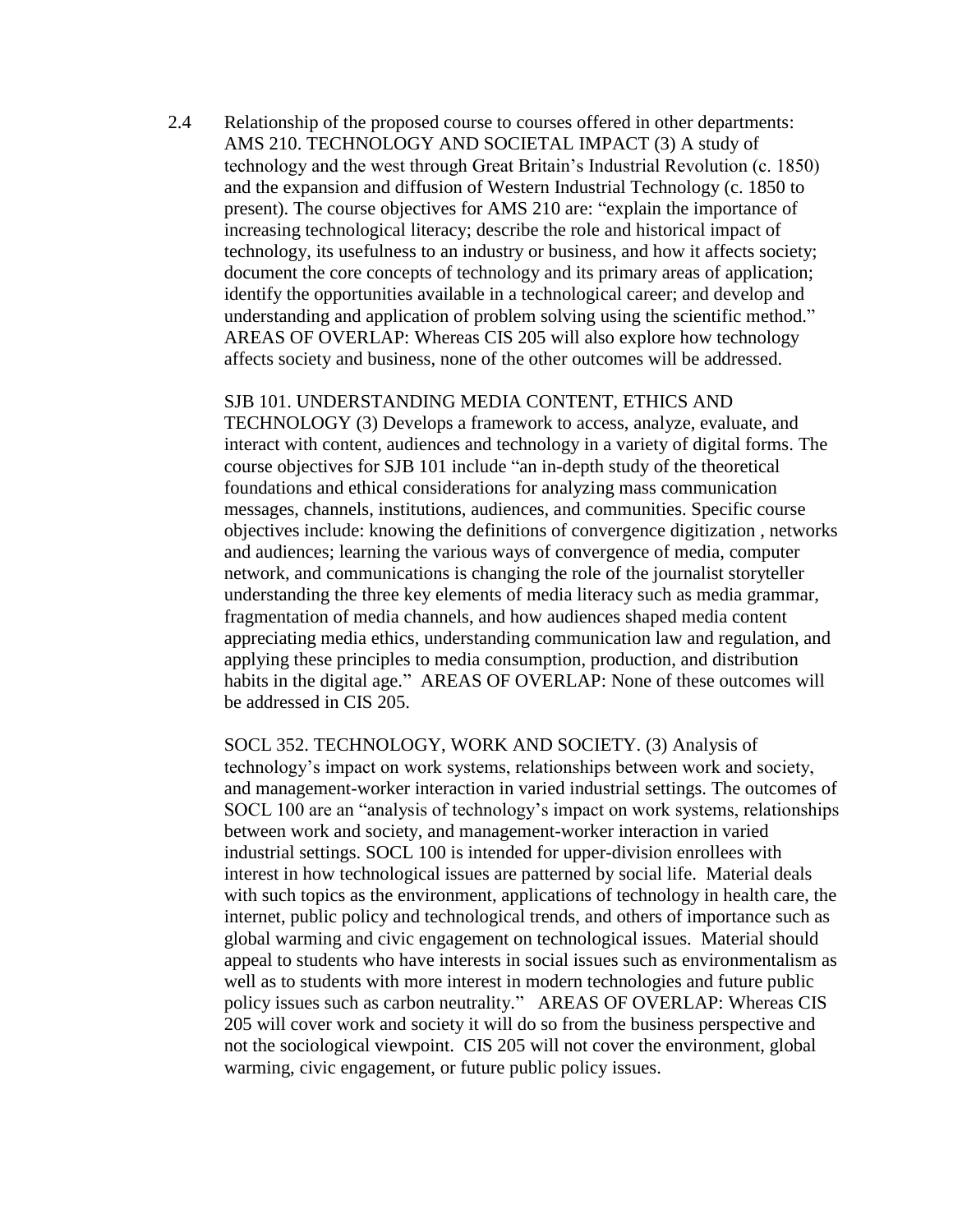2.4 Relationship of the proposed course to courses offered in other departments: AMS 210. TECHNOLOGY AND SOCIETAL IMPACT (3) A study of technology and the west through Great Britain's Industrial Revolution (c. 1850) and the expansion and diffusion of Western Industrial Technology (c. 1850 to present). The course objectives for AMS 210 are: "explain the importance of increasing technological literacy; describe the role and historical impact of technology, its usefulness to an industry or business, and how it affects society; document the core concepts of technology and its primary areas of application; identify the opportunities available in a technological career; and develop and understanding and application of problem solving using the scientific method." AREAS OF OVERLAP: Whereas CIS 205 will also explore how technology affects society and business, none of the other outcomes will be addressed.

SJB 101. UNDERSTANDING MEDIA CONTENT, ETHICS AND TECHNOLOGY (3) Develops a framework to access, analyze, evaluate, and interact with content, audiences and technology in a variety of digital forms. The course objectives for SJB 101 include "an in-depth study of the theoretical foundations and ethical considerations for analyzing mass communication messages, channels, institutions, audiences, and communities. Specific course objectives include: knowing the definitions of convergence digitization , networks and audiences; learning the various ways of convergence of media, computer network, and communications is changing the role of the journalist storyteller understanding the three key elements of media literacy such as media grammar, fragmentation of media channels, and how audiences shaped media content appreciating media ethics, understanding communication law and regulation, and applying these principles to media consumption, production, and distribution habits in the digital age." AREAS OF OVERLAP: None of these outcomes will be addressed in CIS 205.

SOCL 352. TECHNOLOGY, WORK AND SOCIETY. (3) Analysis of technology's impact on work systems, relationships between work and society, and management-worker interaction in varied industrial settings. The outcomes of SOCL 100 are an "analysis of technology's impact on work systems, relationships between work and society, and management-worker interaction in varied industrial settings. SOCL 100 is intended for upper-division enrollees with interest in how technological issues are patterned by social life. Material deals with such topics as the environment, applications of technology in health care, the internet, public policy and technological trends, and others of importance such as global warming and civic engagement on technological issues. Material should appeal to students who have interests in social issues such as environmentalism as well as to students with more interest in modern technologies and future public policy issues such as carbon neutrality." AREAS OF OVERLAP: Whereas CIS 205 will cover work and society it will do so from the business perspective and not the sociological viewpoint. CIS 205 will not cover the environment, global warming, civic engagement, or future public policy issues.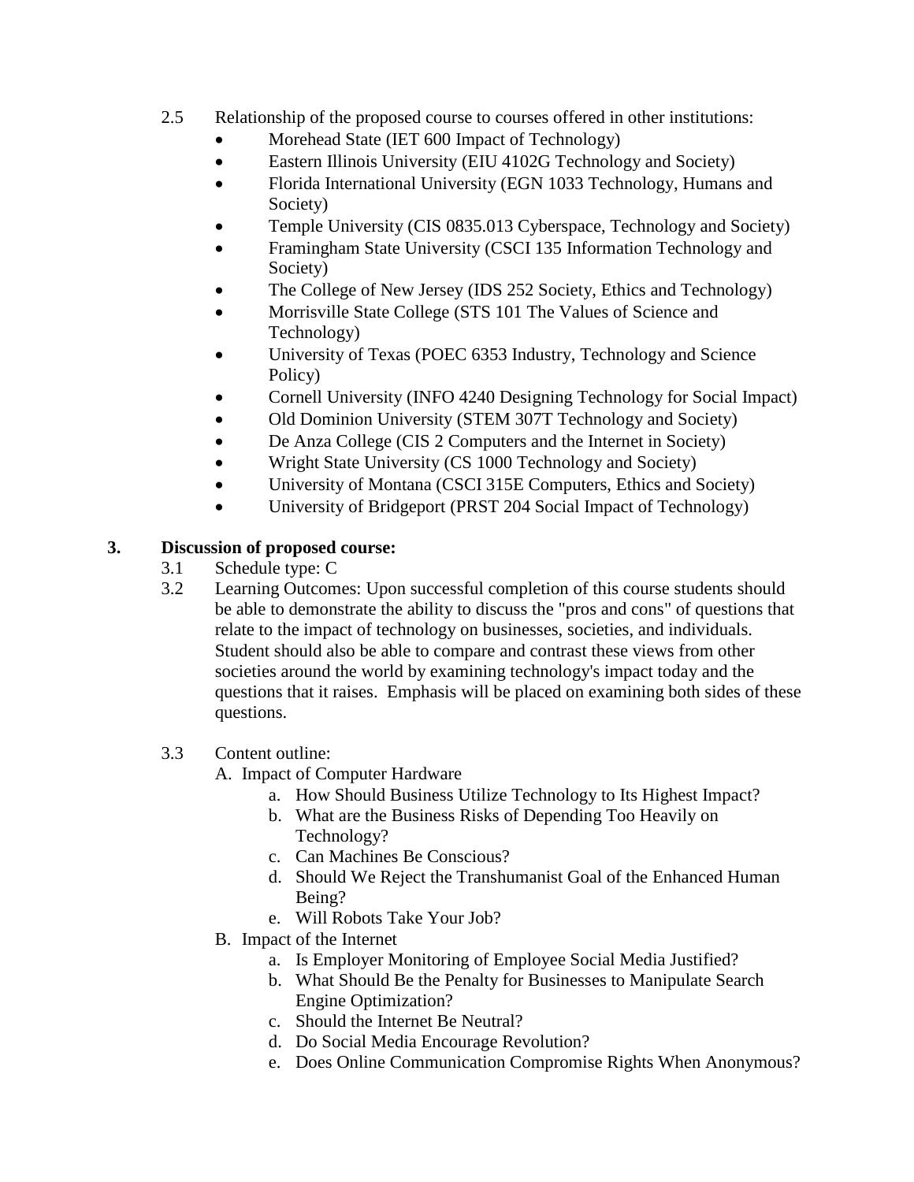2.5 Relationship of the proposed course to courses offered in other institutions:

- Morehead State (IET 600 Impact of Technology)
- Eastern Illinois University (EIU 4102G Technology and Society)
- Florida International University (EGN 1033 Technology, Humans and Society)
- Temple University (CIS 0835.013 Cyberspace, Technology and Society)
- Framingham State University (CSCI 135 Information Technology and Society)
- The College of New Jersey (IDS 252 Society, Ethics and Technology)
- Morrisville State College (STS 101 The Values of Science and Technology)
- University of Texas (POEC 6353 Industry, Technology and Science Policy)
- Cornell University (INFO 4240 Designing Technology for Social Impact)
- Old Dominion University (STEM 307T Technology and Society)
- De Anza College (CIS 2 Computers and the Internet in Society)
- Wright State University (CS 1000 Technology and Society)
- University of Montana (CSCI 315E Computers, Ethics and Society)
- University of Bridgeport (PRST 204 Social Impact of Technology)

**3. Discussion of proposed course:**

3.1 Schedule type: C

3.2 Learning Outcomes: Upon successful completion of this course students should be able to demonstrate the ability to discuss the "pros and cons" of questions that relate to the impact of technology on businesses, societies, and individuals. Student should also be able to compare and contrast these views from other societies around the world by examining technology's impact today and the questions that it raises. Emphasis will be placed on examining both sides of these questions.

3.3 Content outline:

A. Impact of Computer Hardware
   a. How Should Business Utilize Technology to Its Highest Impact?
   b. What are the Business Risks of Depending Too Heavily on Technology?
   c. Can Machines Be Conscious?
   d. Should We Reject the Transhumanist Goal of the Enhanced Human Being?
   e. Will Robots Take Your Job?

B. Impact of the Internet
   a. Is Employer Monitoring of Employee Social Media Justified?
   b. What Should Be the Penalty for Businesses to Manipulate Search Engine Optimization?
   c. Should the Internet Be Neutral?
   d. Do Social Media Encourage Revolution?
   e. Does Online Communication Compromise Rights When Anonymous?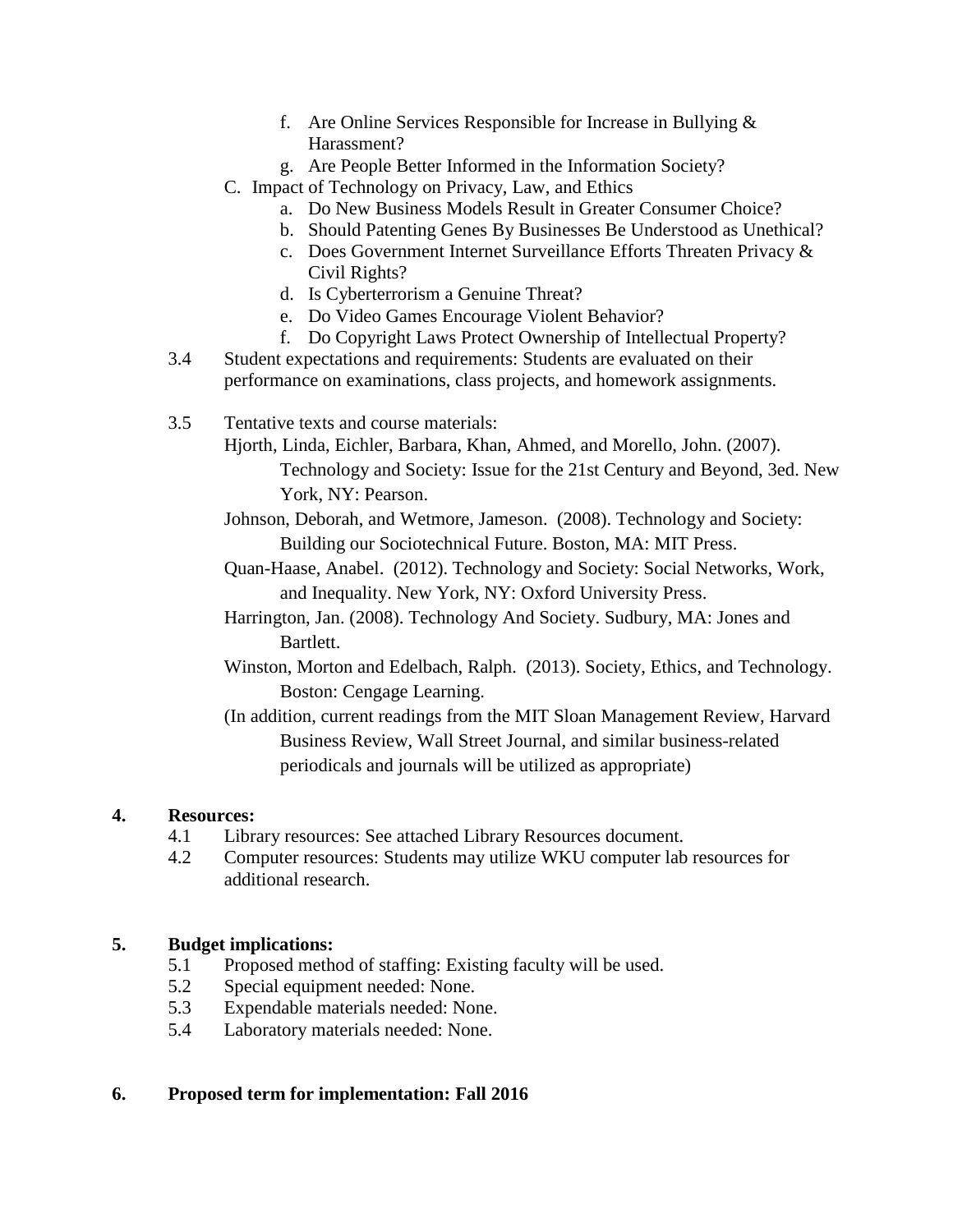f. Are Online Services Responsible for Increase in Bullying & Harassment?
   g. Are People Better Informed in the Information Society?

C. Impact of Technology on Privacy, Law, and Ethics
   a. Do New Business Models Result in Greater Consumer Choice?
   b. Should Patenting Genes By Businesses Be Understood as Unethical?
   c. Does Government Internet Surveillance Efforts Threaten Privacy & Civil Rights?
   d. Is Cyberterrorism a Genuine Threat?
   e. Do Video Games Encourage Violent Behavior?
   f. Do Copyright Laws Protect Ownership of Intellectual Property?

3.4 Student expectations and requirements: Students are evaluated on their performance on examinations, class projects, and homework assignments.

3.5 Tentative texts and course materials:

Hjorth, Linda, Eichler, Barbara, Khan, Ahmed, and Morello, John. (2007). Technology and Society: Issue for the 21st Century and Beyond, 3ed. New York, NY: Pearson.

Johnson, Deborah, and Wetmore, Jameson. (2008). Technology and Society: Building our Sociotechnical Future. Boston, MA: MIT Press.

Quan-Haase, Anabel. (2012). Technology and Society: Social Networks, Work, and Inequality. New York, NY: Oxford University Press.

Harrington, Jan. (2008). Technology And Society. Sudbury, MA: Jones and Bartlett.

Winston, Morton and Edelbach, Ralph. (2013). Society, Ethics, and Technology. Boston: Cengage Learning.

(In addition, current readings from the MIT Sloan Management Review, Harvard Business Review, Wall Street Journal, and similar business-related periodicals and journals will be utilized as appropriate)

**4. Resources:**

4.1 Library resources: See attached Library Resources document.

4.2 Computer resources: Students may utilize WKU computer lab resources for additional research.

**5. Budget implications:**

5.1 Proposed method of staffing: Existing faculty will be used.

5.2 Special equipment needed: None.

5.3 Expendable materials needed: None.

5.4 Laboratory materials needed: None.

**6. Proposed term for implementation: Fall 2016**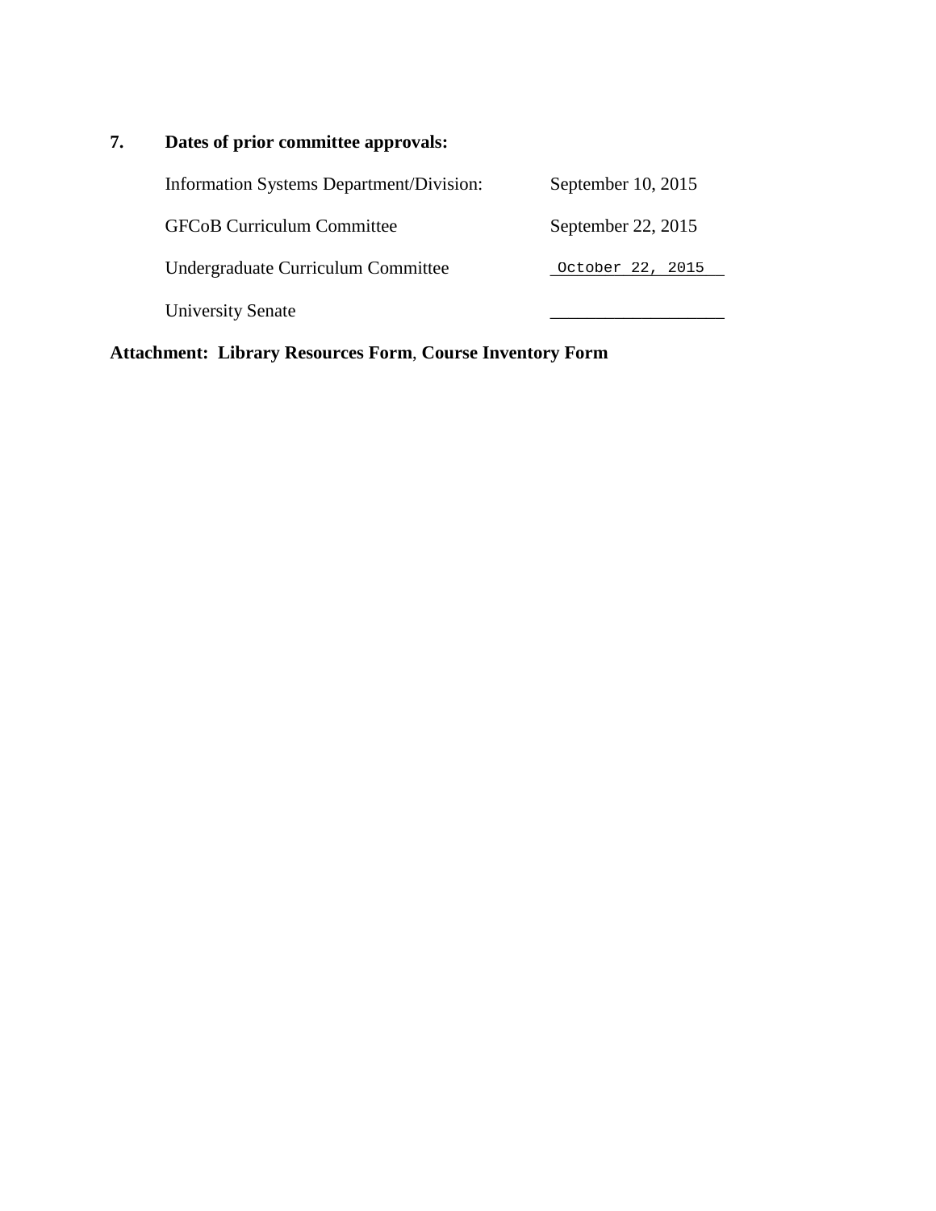**7. Dates of prior committee approvals:**

| | |
|---|---|
| Information Systems Department/Division: | September 10, 2015 |
| GFCoB Curriculum Committee | September 22, 2015 |
| Undergraduate Curriculum Committee | October 22, 2015 |
| University Senate | ___________________ |

**Attachment: Library Resources Form**, **Course Inventory Form**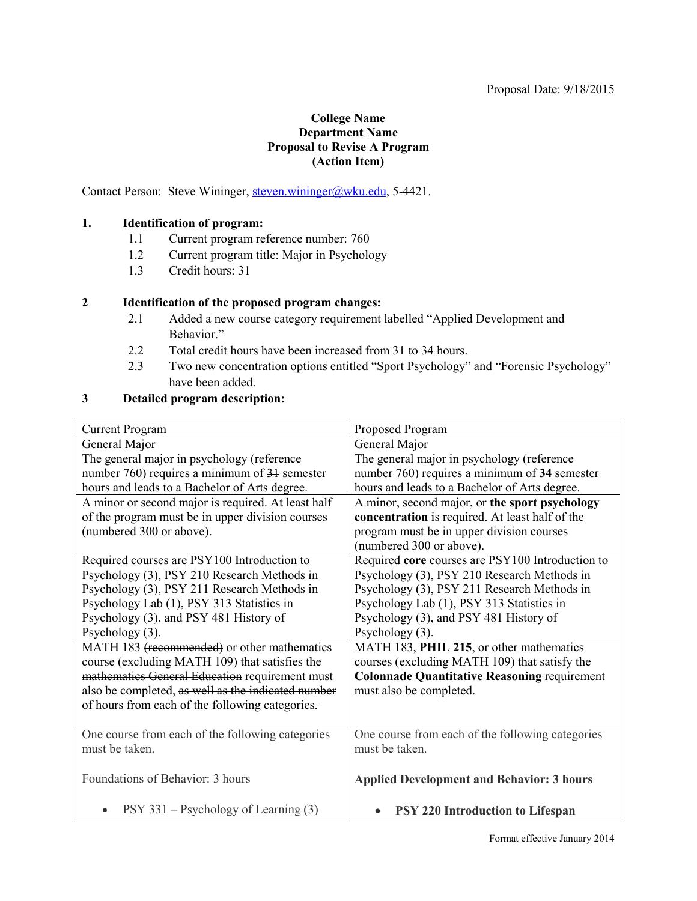Proposal Date: 9/18/2015

**College Name**
**Department Name**
**Proposal to Revise A Program**
**(Action Item)**

Contact Person: Steve Wininger, steven.wininger@wku.edu, 5-4421.

**1. Identification of program:**

1.1 Current program reference number: 760
1.2 Current program title: Major in Psychology
1.3 Credit hours: 31

**2 Identification of the proposed program changes:**

2.1 Added a new course category requirement labelled "Applied Development and Behavior."
2.2 Total credit hours have been increased from 31 to 34 hours.
2.3 Two new concentration options entitled "Sport Psychology" and "Forensic Psychology" have been added.

**3 Detailed program description:**

| Current Program | Proposed Program |
|---|---|
| General Major<br>The general major in psychology (reference number 760) requires a minimum of ~~31~~ semester hours and leads to a Bachelor of Arts degree. | General Major<br>The general major in psychology (reference number 760) requires a minimum of **34** semester hours and leads to a Bachelor of Arts degree. |
| A minor or second major is required. At least half of the program must be in upper division courses (numbered 300 or above). | A minor, second major, or **the sport psychology concentration** is required. At least half of the program must be in upper division courses (numbered 300 or above). |
| Required courses are PSY100 Introduction to Psychology (3), PSY 210 Research Methods in Psychology (3), PSY 211 Research Methods in Psychology Lab (1), PSY 313 Statistics in Psychology (3), and PSY 481 History of Psychology (3). | Required **core** courses are PSY100 Introduction to Psychology (3), PSY 210 Research Methods in Psychology (3), PSY 211 Research Methods in Psychology Lab (1), PSY 313 Statistics in Psychology (3), and PSY 481 History of Psychology (3). |
| MATH 183 ~~(recommended)~~ or other mathematics course (excluding MATH 109) that satisfies the ~~mathematics General Education~~ requirement must also be completed, ~~as well as the indicated number of hours from each of the following categories.~~ | MATH 183, **PHIL 215**, or other mathematics courses (excluding MATH 109) that satisfy the **Colonnade Quantitative Reasoning** requirement must also be completed. |
| One course from each of the following categories must be taken.<br><br>Foundations of Behavior: 3 hours<br><br>• PSY 331 – Psychology of Learning (3) | One course from each of the following categories must be taken.<br><br>**Applied Development and Behavior: 3 hours**<br><br>• **PSY 220 Introduction to Lifespan** |

Format effective January 2014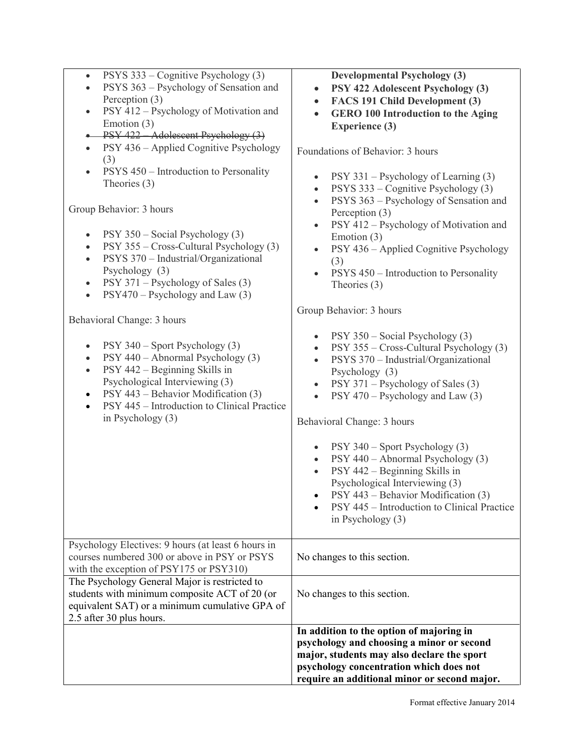| | |
|---|---|
| • PSYS 333 – Cognitive Psychology (3)<br>• PSYS 363 – Psychology of Sensation and Perception (3)<br>• PSY 412 – Psychology of Motivation and Emotion (3)<br>• ~~PSY 422 – Adolescent Psychology (3)~~<br>• PSY 436 – Applied Cognitive Psychology (3)<br>• PSYS 450 – Introduction to Personality Theories (3)<br><br>Group Behavior: 3 hours<br><br>• PSY 350 – Social Psychology (3)<br>• PSY 355 – Cross-Cultural Psychology (3)<br>• PSYS 370 – Industrial/Organizational Psychology (3)<br>• PSY 371 – Psychology of Sales (3)<br>• PSY470 – Psychology and Law (3)<br><br>Behavioral Change: 3 hours<br><br>• PSY 340 – Sport Psychology (3)<br>• PSY 440 – Abnormal Psychology (3)<br>• PSY 442 – Beginning Skills in Psychological Interviewing (3)<br>• PSY 443 – Behavior Modification (3)<br>• PSY 445 – Introduction to Clinical Practice in Psychology (3) | **Developmental Psychology (3)**<br>• **PSY 422 Adolescent Psychology (3)**<br>• **FACS 191 Child Development (3)**<br>• **GERO 100 Introduction to the Aging Experience (3)**<br><br>Foundations of Behavior: 3 hours<br><br>• PSY 331 – Psychology of Learning (3)<br>• PSYS 333 – Cognitive Psychology (3)<br>• PSYS 363 – Psychology of Sensation and Perception (3)<br>• PSY 412 – Psychology of Motivation and Emotion (3)<br>• PSY 436 – Applied Cognitive Psychology (3)<br>• PSYS 450 – Introduction to Personality Theories (3)<br><br>Group Behavior: 3 hours<br><br>• PSY 350 – Social Psychology (3)<br>• PSY 355 – Cross-Cultural Psychology (3)<br>• PSYS 370 – Industrial/Organizational Psychology (3)<br>• PSY 371 – Psychology of Sales (3)<br>• PSY 470 – Psychology and Law (3)<br><br>Behavioral Change: 3 hours<br><br>• PSY 340 – Sport Psychology (3)<br>• PSY 440 – Abnormal Psychology (3)<br>• PSY 442 – Beginning Skills in Psychological Interviewing (3)<br>• PSY 443 – Behavior Modification (3)<br>• PSY 445 – Introduction to Clinical Practice in Psychology (3) |
| Psychology Electives: 9 hours (at least 6 hours in courses numbered 300 or above in PSY or PSYS with the exception of PSY175 or PSY310) | No changes to this section. |
| The Psychology General Major is restricted to students with minimum composite ACT of 20 (or equivalent SAT) or a minimum cumulative GPA of 2.5 after 30 plus hours. | No changes to this section. |
| | **In addition to the option of majoring in psychology and choosing a minor or second major, students may also declare the sport psychology concentration which does not require an additional minor or second major.** |

Format effective January 2014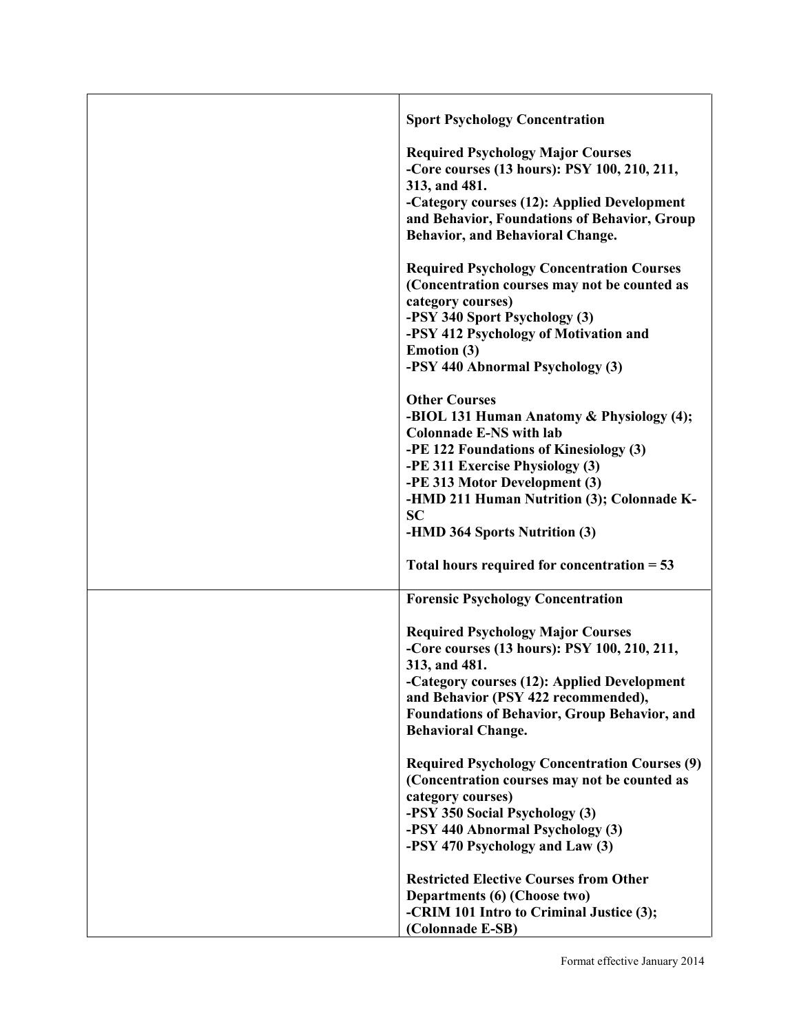| | |
|---|---|
| | **Sport Psychology Concentration**<br><br>**Required Psychology Major Courses**<br>**-Core courses (13 hours): PSY 100, 210, 211, 313, and 481.**<br>**-Category courses (12): Applied Development and Behavior, Foundations of Behavior, Group Behavior, and Behavioral Change.**<br><br>**Required Psychology Concentration Courses (Concentration courses may not be counted as category courses)**<br>**-PSY 340 Sport Psychology (3)**<br>**-PSY 412 Psychology of Motivation and Emotion (3)**<br>**-PSY 440 Abnormal Psychology (3)**<br><br>**Other Courses**<br>**-BIOL 131 Human Anatomy & Physiology (4); Colonnade E-NS with lab**<br>**-PE 122 Foundations of Kinesiology (3)**<br>**-PE 311 Exercise Physiology (3)**<br>**-PE 313 Motor Development (3)**<br>**-HMD 211 Human Nutrition (3); Colonnade K-SC**<br>**-HMD 364 Sports Nutrition (3)**<br><br>**Total hours required for concentration = 53** |
| | **Forensic Psychology Concentration**<br><br>**Required Psychology Major Courses**<br>**-Core courses (13 hours): PSY 100, 210, 211, 313, and 481.**<br>**-Category courses (12): Applied Development and Behavior (PSY 422 recommended), Foundations of Behavior, Group Behavior, and Behavioral Change.**<br><br>**Required Psychology Concentration Courses (9) (Concentration courses may not be counted as category courses)**<br>**-PSY 350 Social Psychology (3)**<br>**-PSY 440 Abnormal Psychology (3)**<br>**-PSY 470 Psychology and Law (3)**<br><br>**Restricted Elective Courses from Other Departments (6) (Choose two)**<br>**-CRIM 101 Intro to Criminal Justice (3); (Colonnade E-SB)** |

Format effective January 2014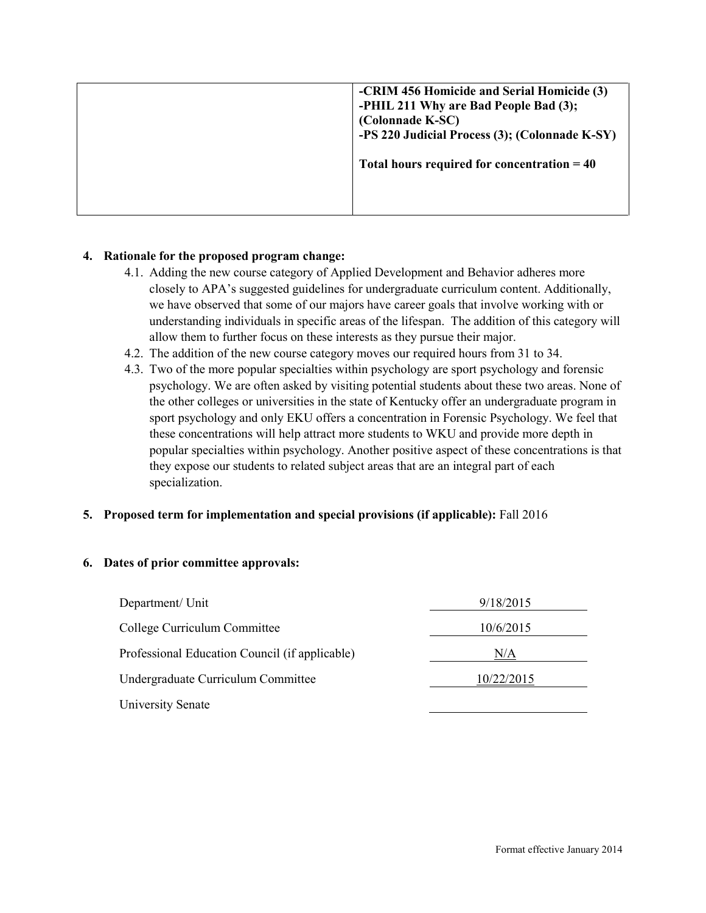| | |
|---|---|
| | **-CRIM 456 Homicide and Serial Homicide (3)**<br>**-PHIL 211 Why are Bad People Bad (3); (Colonnade K-SC)**<br>**-PS 220 Judicial Process (3); (Colonnade K-SY)**<br><br>**Total hours required for concentration = 40** |

**4. Rationale for the proposed program change:**

4.1. Adding the new course category of Applied Development and Behavior adheres more closely to APA's suggested guidelines for undergraduate curriculum content. Additionally, we have observed that some of our majors have career goals that involve working with or understanding individuals in specific areas of the lifespan. The addition of this category will allow them to further focus on these interests as they pursue their major.

4.2. The addition of the new course category moves our required hours from 31 to 34.

4.3. Two of the more popular specialties within psychology are sport psychology and forensic psychology. We are often asked by visiting potential students about these two areas. None of the other colleges or universities in the state of Kentucky offer an undergraduate program in sport psychology and only EKU offers a concentration in Forensic Psychology. We feel that these concentrations will help attract more students to WKU and provide more depth in popular specialties within psychology. Another positive aspect of these concentrations is that they expose our students to related subject areas that are an integral part of each specialization.

**5. Proposed term for implementation and special provisions (if applicable):** Fall 2016

**6. Dates of prior committee approvals:**

| | |
|---|---|
| Department/ Unit | 9/18/2015 |
| College Curriculum Committee | 10/6/2015 |
| Professional Education Council (if applicable) | N/A |
| Undergraduate Curriculum Committee | 10/22/2015 |
| University Senate | |

Format effective January 2014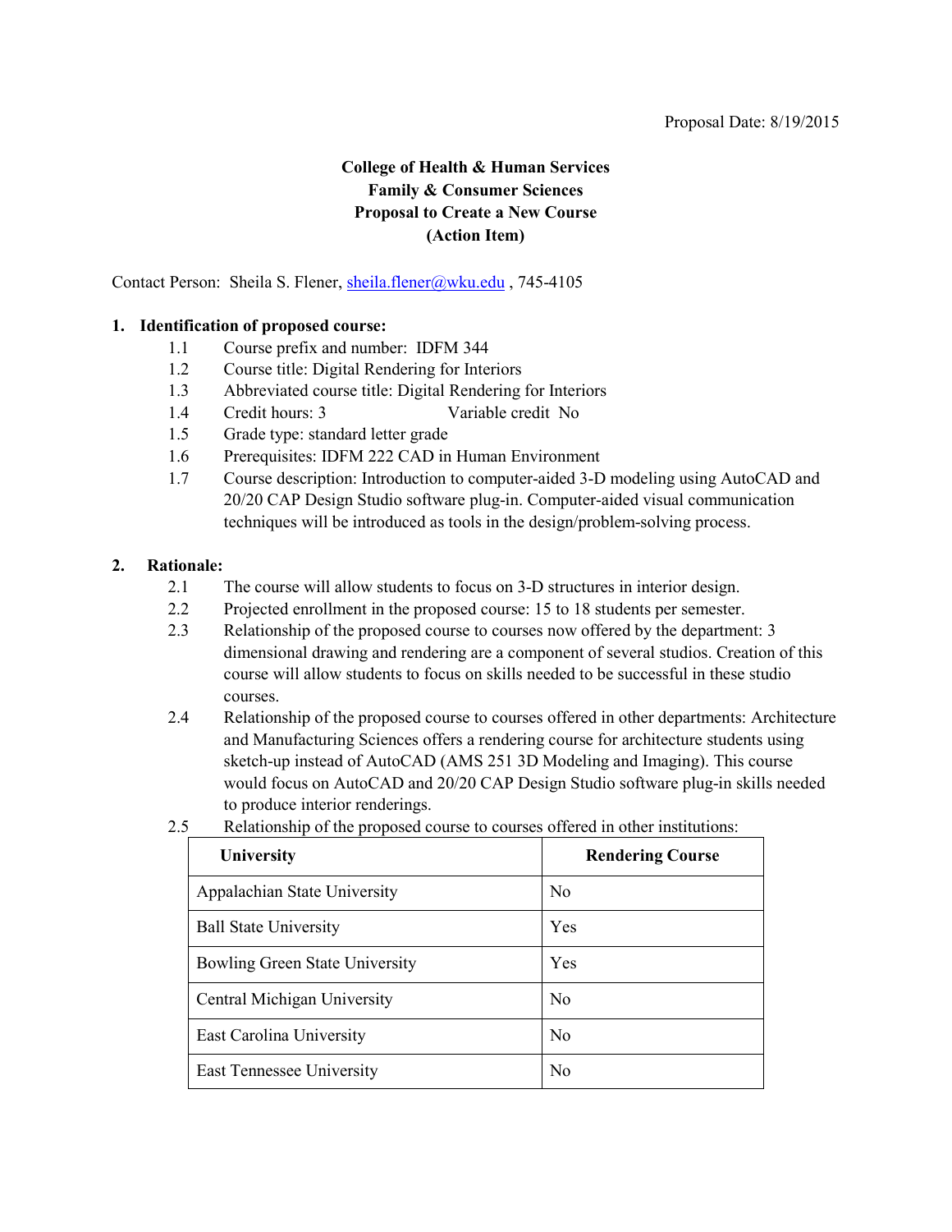Proposal Date: 8/19/2015

**College of Health & Human Services**
**Family & Consumer Sciences**
**Proposal to Create a New Course**
**(Action Item)**

Contact Person: Sheila S. Flener, sheila.flener@wku.edu , 745-4105

**1. Identification of proposed course:**

1.1 Course prefix and number: IDFM 344

1.2 Course title: Digital Rendering for Interiors

1.3 Abbreviated course title: Digital Rendering for Interiors

1.4 Credit hours: 3  Variable credit No

1.5 Grade type: standard letter grade

1.6 Prerequisites: IDFM 222 CAD in Human Environment

1.7 Course description: Introduction to computer-aided 3-D modeling using AutoCAD and 20/20 CAP Design Studio software plug-in. Computer-aided visual communication techniques will be introduced as tools in the design/problem-solving process.

**2. Rationale:**

2.1 The course will allow students to focus on 3-D structures in interior design.

2.2 Projected enrollment in the proposed course: 15 to 18 students per semester.

2.3 Relationship of the proposed course to courses now offered by the department: 3 dimensional drawing and rendering are a component of several studios. Creation of this course will allow students to focus on skills needed to be successful in these studio courses.

2.4 Relationship of the proposed course to courses offered in other departments: Architecture and Manufacturing Sciences offers a rendering course for architecture students using sketch-up instead of AutoCAD (AMS 251 3D Modeling and Imaging). This course would focus on AutoCAD and 20/20 CAP Design Studio software plug-in skills needed to produce interior renderings.

2.5 Relationship of the proposed course to courses offered in other institutions:

| University | Rendering Course |
|---|---|
| Appalachian State University | No |
| Ball State University | Yes |
| Bowling Green State University | Yes |
| Central Michigan University | No |
| East Carolina University | No |
| East Tennessee University | No |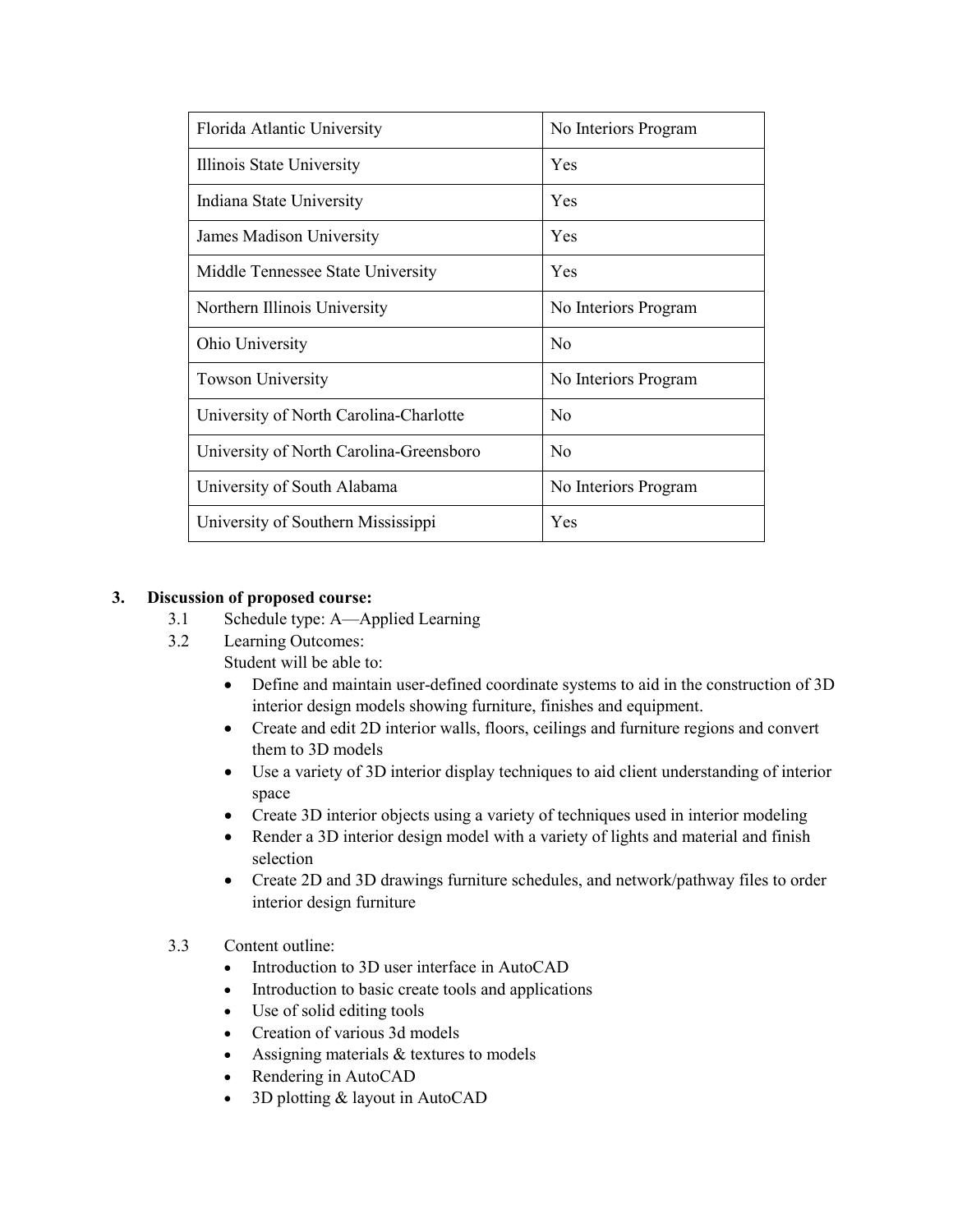| | |
|---|---|
| Florida Atlantic University | No Interiors Program |
| Illinois State University | Yes |
| Indiana State University | Yes |
| James Madison University | Yes |
| Middle Tennessee State University | Yes |
| Northern Illinois University | No Interiors Program |
| Ohio University | No |
| Towson University | No Interiors Program |
| University of North Carolina-Charlotte | No |
| University of North Carolina-Greensboro | No |
| University of South Alabama | No Interiors Program |
| University of Southern Mississippi | Yes |

**3. Discussion of proposed course:**

3.1 Schedule type: A—Applied Learning

3.2 Learning Outcomes:

Student will be able to:

- Define and maintain user-defined coordinate systems to aid in the construction of 3D interior design models showing furniture, finishes and equipment.
- Create and edit 2D interior walls, floors, ceilings and furniture regions and convert them to 3D models
- Use a variety of 3D interior display techniques to aid client understanding of interior space
- Create 3D interior objects using a variety of techniques used in interior modeling
- Render a 3D interior design model with a variety of lights and material and finish selection
- Create 2D and 3D drawings furniture schedules, and network/pathway files to order interior design furniture

3.3 Content outline:

- Introduction to 3D user interface in AutoCAD
- Introduction to basic create tools and applications
- Use of solid editing tools
- Creation of various 3d models
- Assigning materials & textures to models
- Rendering in AutoCAD
- 3D plotting & layout in AutoCAD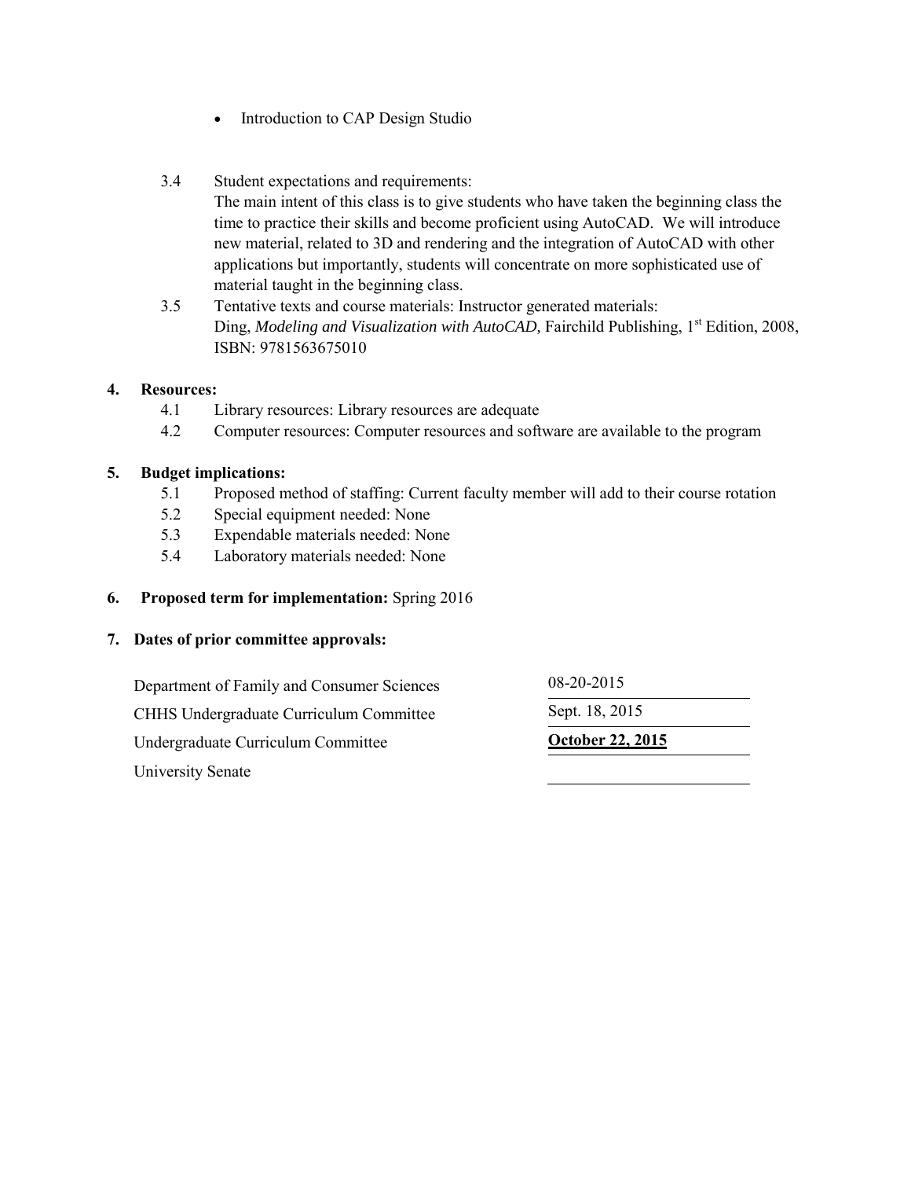- Introduction to CAP Design Studio

3.4 Student expectations and requirements:
The main intent of this class is to give students who have taken the beginning class the time to practice their skills and become proficient using AutoCAD. We will introduce new material, related to 3D and rendering and the integration of AutoCAD with other applications but importantly, students will concentrate on more sophisticated use of material taught in the beginning class.

3.5 Tentative texts and course materials: Instructor generated materials:
Ding, *Modeling and Visualization with AutoCAD*, Fairchild Publishing, 1st Edition, 2008, ISBN: 9781563675010

**4. Resources:**

4.1 Library resources: Library resources are adequate

4.2 Computer resources: Computer resources and software are available to the program

**5. Budget implications:**

5.1 Proposed method of staffing: Current faculty member will add to their course rotation

5.2 Special equipment needed: None

5.3 Expendable materials needed: None

5.4 Laboratory materials needed: None

**6. Proposed term for implementation:** Spring 2016

**7. Dates of prior committee approvals:**

| | |
|---|---|
| Department of Family and Consumer Sciences | 08-20-2015 |
| CHHS Undergraduate Curriculum Committee | Sept. 18, 2015 |
| Undergraduate Curriculum Committee | **October 22, 2015** |
| University Senate | |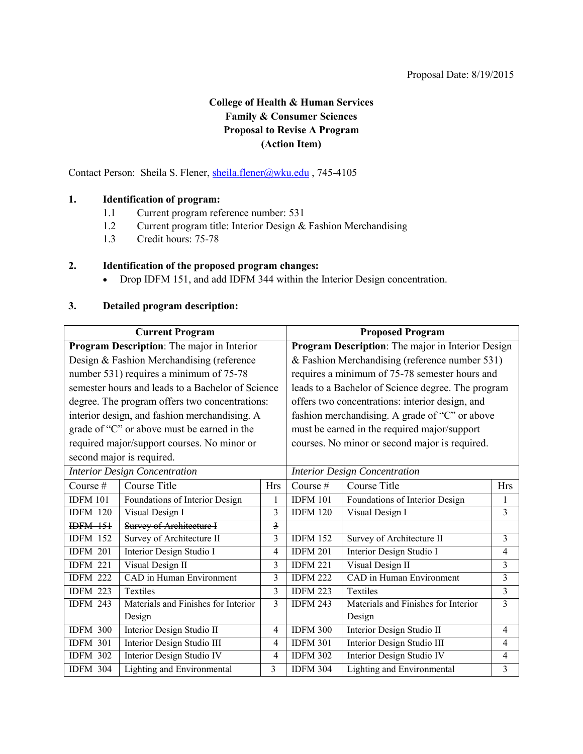Proposal Date: 8/19/2015

**College of Health & Human Services**
**Family & Consumer Sciences**
**Proposal to Revise A Program**
**(Action Item)**

Contact Person: Sheila S. Flener, sheila.flener@wku.edu , 745-4105

**1. Identification of program:**

1.1 Current program reference number: 531
1.2 Current program title: Interior Design & Fashion Merchandising
1.3 Credit hours: 75-78

**2. Identification of the proposed program changes:**

- Drop IDFM 151, and add IDFM 344 within the Interior Design concentration.

**3. Detailed program description:**

| Current Program | | | Proposed Program | | |
|---|---|---|---|---|---|
| **Program Description**: The major in Interior Design & Fashion Merchandising (reference number 531) requires a minimum of 75-78 semester hours and leads to a Bachelor of Science degree. The program offers two concentrations: interior design, and fashion merchandising. A grade of "C" or above must be earned in the required major/support courses. No minor or second major is required. | | | **Program Description**: The major in Interior Design & Fashion Merchandising (reference number 531) requires a minimum of 75-78 semester hours and leads to a Bachelor of Science degree. The program offers two concentrations: interior design, and fashion merchandising. A grade of "C" or above must be earned in the required major/support courses. No minor or second major is required. | | |
| *Interior Design Concentration* | | | *Interior Design Concentration* | | |
| Course # | Course Title | Hrs | Course # | Course Title | Hrs |
| IDFM 101 | Foundations of Interior Design | 1 | IDFM 101 | Foundations of Interior Design | 1 |
| IDFM 120 | Visual Design I | 3 | IDFM 120 | Visual Design I | 3 |
| ~~IDFM 151~~ | ~~Survey of Architecture I~~ | ~~3~~ | | | |
| IDFM 152 | Survey of Architecture II | 3 | IDFM 152 | Survey of Architecture II | 3 |
| IDFM 201 | Interior Design Studio I | 4 | IDFM 201 | Interior Design Studio I | 4 |
| IDFM 221 | Visual Design II | 3 | IDFM 221 | Visual Design II | 3 |
| IDFM 222 | CAD in Human Environment | 3 | IDFM 222 | CAD in Human Environment | 3 |
| IDFM 223 | Textiles | 3 | IDFM 223 | Textiles | 3 |
| IDFM 243 | Materials and Finishes for Interior Design | 3 | IDFM 243 | Materials and Finishes for Interior Design | 3 |
| IDFM 300 | Interior Design Studio II | 4 | IDFM 300 | Interior Design Studio II | 4 |
| IDFM 301 | Interior Design Studio III | 4 | IDFM 301 | Interior Design Studio III | 4 |
| IDFM 302 | Interior Design Studio IV | 4 | IDFM 302 | Interior Design Studio IV | 4 |
| IDFM 304 | Lighting and Environmental | 3 | IDFM 304 | Lighting and Environmental | 3 |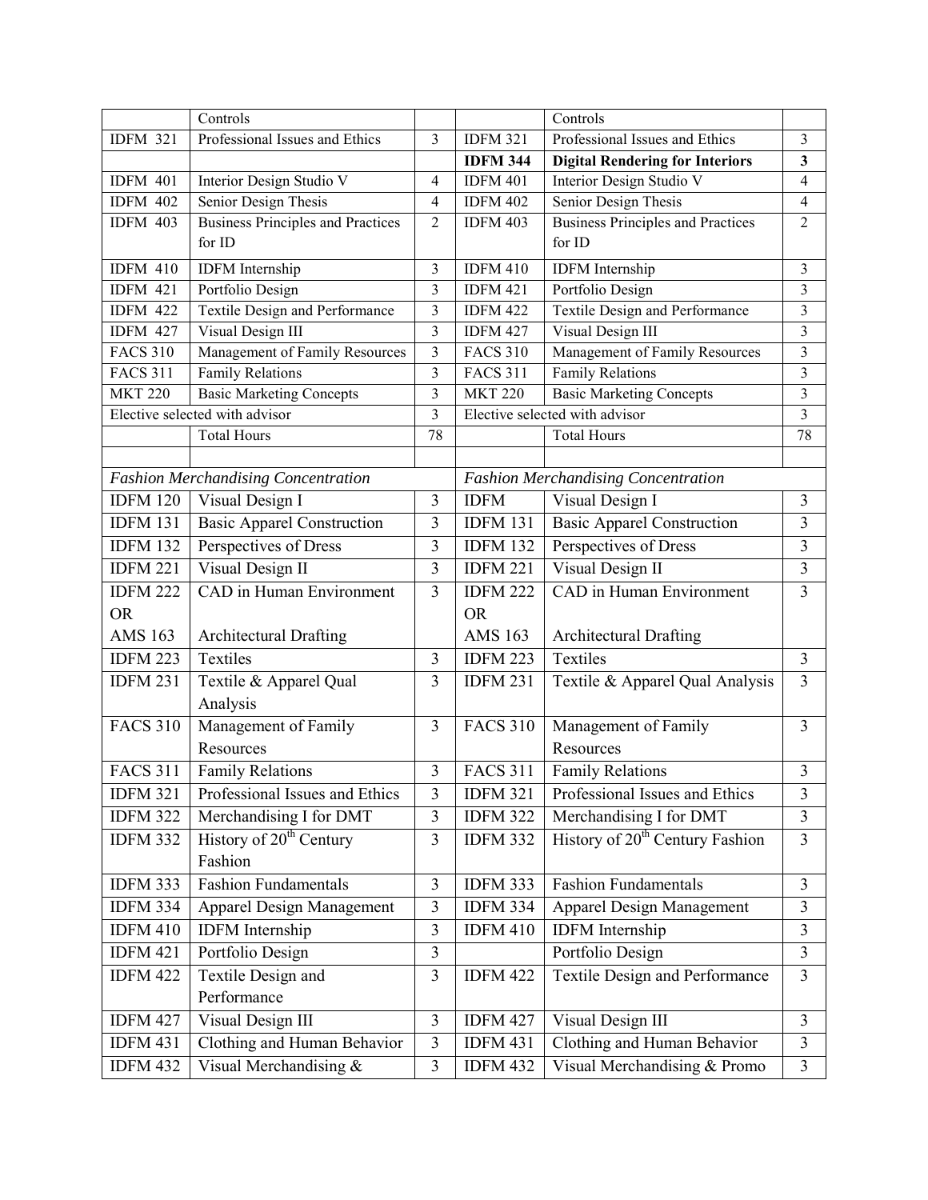| | | | | | |
|---|---|---|---|---|---|
| | Controls | | | Controls | |
| IDFM 321 | Professional Issues and Ethics | 3 | IDFM 321 | Professional Issues and Ethics | 3 |
| | | | **IDFM 344** | **Digital Rendering for Interiors** | **3** |
| IDFM 401 | Interior Design Studio V | 4 | IDFM 401 | Interior Design Studio V | 4 |
| IDFM 402 | Senior Design Thesis | 4 | IDFM 402 | Senior Design Thesis | 4 |
| IDFM 403 | Business Principles and Practices for ID | 2 | IDFM 403 | Business Principles and Practices for ID | 2 |
| IDFM 410 | IDFM Internship | 3 | IDFM 410 | IDFM Internship | 3 |
| IDFM 421 | Portfolio Design | 3 | IDFM 421 | Portfolio Design | 3 |
| IDFM 422 | Textile Design and Performance | 3 | IDFM 422 | Textile Design and Performance | 3 |
| IDFM 427 | Visual Design III | 3 | IDFM 427 | Visual Design III | 3 |
| FACS 310 | Management of Family Resources | 3 | FACS 310 | Management of Family Resources | 3 |
| FACS 311 | Family Relations | 3 | FACS 311 | Family Relations | 3 |
| MKT 220 | Basic Marketing Concepts | 3 | MKT 220 | Basic Marketing Concepts | 3 |
| Elective selected with advisor | | 3 | Elective selected with advisor | | 3 |
| | Total Hours | 78 | | Total Hours | 78 |
| | | | | | |
| *Fashion Merchandising Concentration* | | | *Fashion Merchandising Concentration* | | |
| IDFM 120 | Visual Design I | 3 | IDFM | Visual Design I | 3 |
| IDFM 131 | Basic Apparel Construction | 3 | IDFM 131 | Basic Apparel Construction | 3 |
| IDFM 132 | Perspectives of Dress | 3 | IDFM 132 | Perspectives of Dress | 3 |
| IDFM 221 | Visual Design II | 3 | IDFM 221 | Visual Design II | 3 |
| IDFM 222 OR AMS 163 | CAD in Human Environment<br>Architectural Drafting | 3 | IDFM 222 OR AMS 163 | CAD in Human Environment<br>Architectural Drafting | 3 |
| IDFM 223 | Textiles | 3 | IDFM 223 | Textiles | 3 |
| IDFM 231 | Textile & Apparel Qual Analysis | 3 | IDFM 231 | Textile & Apparel Qual Analysis | 3 |
| FACS 310 | Management of Family Resources | 3 | FACS 310 | Management of Family Resources | 3 |
| FACS 311 | Family Relations | 3 | FACS 311 | Family Relations | 3 |
| IDFM 321 | Professional Issues and Ethics | 3 | IDFM 321 | Professional Issues and Ethics | 3 |
| IDFM 322 | Merchandising I for DMT | 3 | IDFM 322 | Merchandising I for DMT | 3 |
| IDFM 332 | History of 20th Century Fashion | 3 | IDFM 332 | History of 20th Century Fashion | 3 |
| IDFM 333 | Fashion Fundamentals | 3 | IDFM 333 | Fashion Fundamentals | 3 |
| IDFM 334 | Apparel Design Management | 3 | IDFM 334 | Apparel Design Management | 3 |
| IDFM 410 | IDFM Internship | 3 | IDFM 410 | IDFM Internship | 3 |
| IDFM 421 | Portfolio Design | 3 | | Portfolio Design | 3 |
| IDFM 422 | Textile Design and Performance | 3 | IDFM 422 | Textile Design and Performance | 3 |
| IDFM 427 | Visual Design III | 3 | IDFM 427 | Visual Design III | 3 |
| IDFM 431 | Clothing and Human Behavior | 3 | IDFM 431 | Clothing and Human Behavior | 3 |
| IDFM 432 | Visual Merchandising & | 3 | IDFM 432 | Visual Merchandising & Promo | 3 |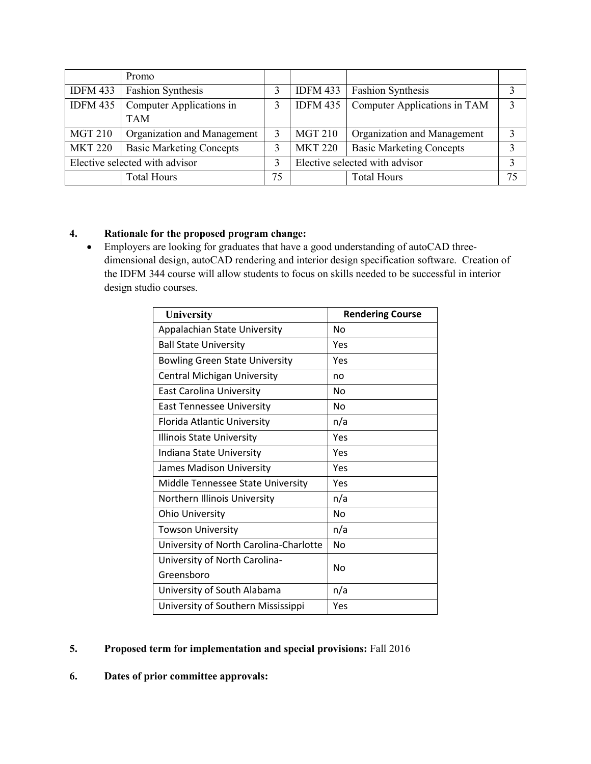| | Promo | | | | |
|---|---|---|---|---|---|
| IDFM 433 | Fashion Synthesis | 3 | IDFM 433 | Fashion Synthesis | 3 |
| IDFM 435 | Computer Applications in TAM | 3 | IDFM 435 | Computer Applications in TAM | 3 |
| MGT 210 | Organization and Management | 3 | MGT 210 | Organization and Management | 3 |
| MKT 220 | Basic Marketing Concepts | 3 | MKT 220 | Basic Marketing Concepts | 3 |
| Elective selected with advisor | | 3 | Elective selected with advisor | | 3 |
| | Total Hours | 75 | | Total Hours | 75 |

**4. Rationale for the proposed program change:**

- Employers are looking for graduates that have a good understanding of autoCAD three-dimensional design, autoCAD rendering and interior design specification software. Creation of the IDFM 344 course will allow students to focus on skills needed to be successful in interior design studio courses.

| University | Rendering Course |
|---|---|
| Appalachian State University | No |
| Ball State University | Yes |
| Bowling Green State University | Yes |
| Central Michigan University | no |
| East Carolina University | No |
| East Tennessee University | No |
| Florida Atlantic University | n/a |
| Illinois State University | Yes |
| Indiana State University | Yes |
| James Madison University | Yes |
| Middle Tennessee State University | Yes |
| Northern Illinois University | n/a |
| Ohio University | No |
| Towson University | n/a |
| University of North Carolina-Charlotte | No |
| University of North Carolina-Greensboro | No |
| University of South Alabama | n/a |
| University of Southern Mississippi | Yes |

**5. Proposed term for implementation and special provisions:** Fall 2016

**6. Dates of prior committee approvals:**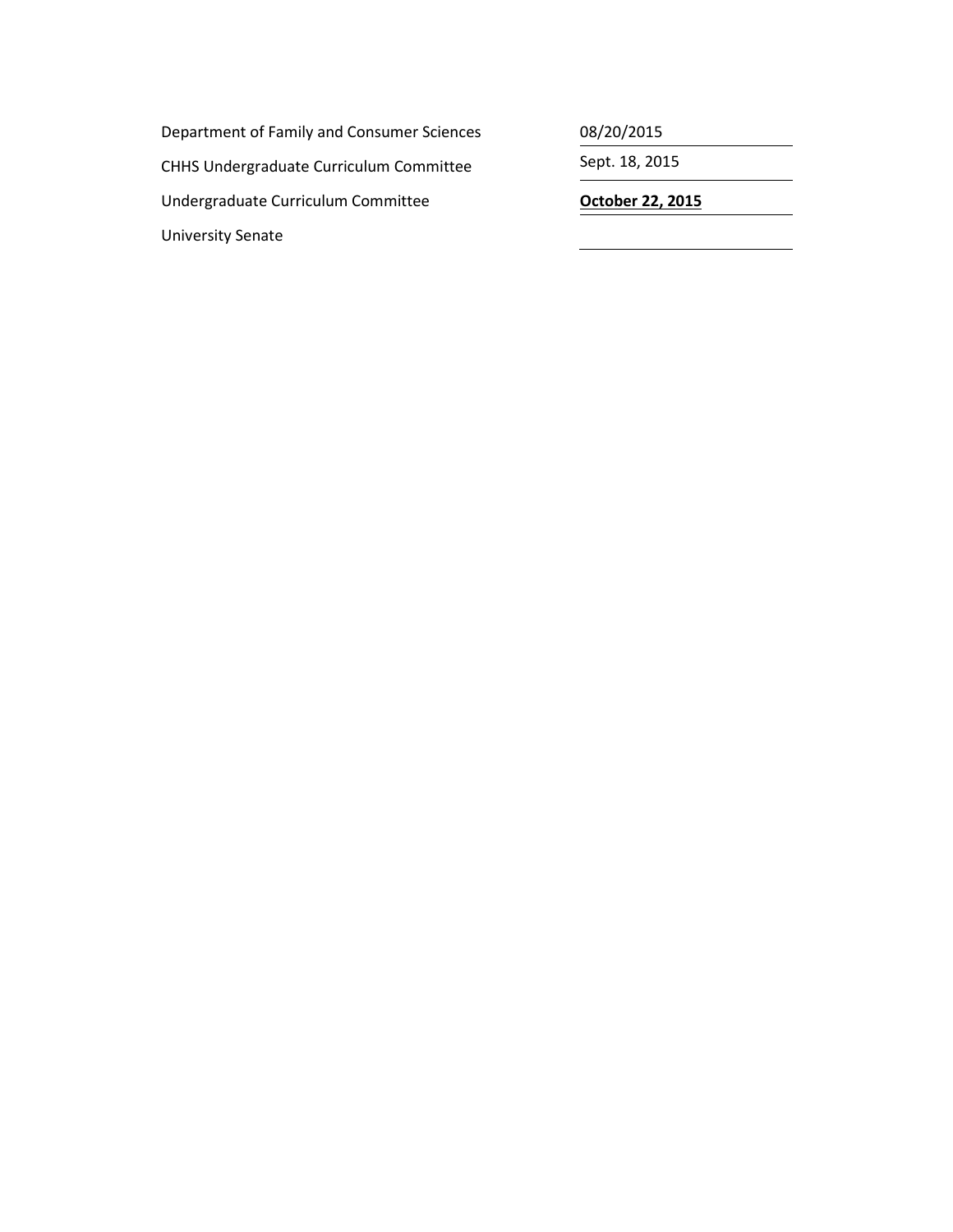| | |
|---|---|
| Department of Family and Consumer Sciences | 08/20/2015 |
| CHHS Undergraduate Curriculum Committee | Sept. 18, 2015 |
| Undergraduate Curriculum Committee | **October 22, 2015** |
| University Senate | |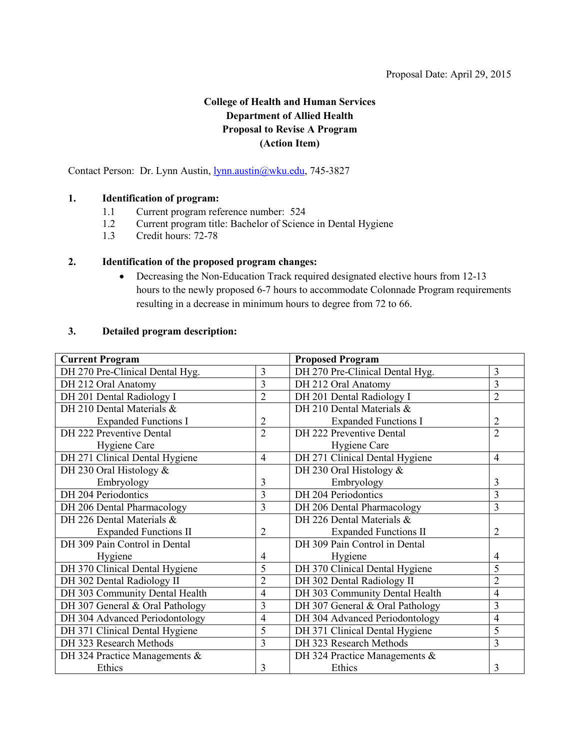Proposal Date: April 29, 2015

**College of Health and Human Services**
**Department of Allied Health**
**Proposal to Revise A Program**
**(Action Item)**

Contact Person: Dr. Lynn Austin, lynn.austin@wku.edu, 745-3827

**1. Identification of program:**

1.1 Current program reference number: 524
1.2 Current program title: Bachelor of Science in Dental Hygiene
1.3 Credit hours: 72-78

**2. Identification of the proposed program changes:**

- Decreasing the Non-Education Track required designated elective hours from 12-13 hours to the newly proposed 6-7 hours to accommodate Colonnade Program requirements resulting in a decrease in minimum hours to degree from 72 to 66.

**3. Detailed program description:**

| Current Program | | Proposed Program | |
|---|---|---|---|
| DH 270 Pre-Clinical Dental Hyg. | 3 | DH 270 Pre-Clinical Dental Hyg. | 3 |
| DH 212 Oral Anatomy | 3 | DH 212 Oral Anatomy | 3 |
| DH 201 Dental Radiology I | 2 | DH 201 Dental Radiology I | 2 |
| DH 210 Dental Materials & Expanded Functions I | 2 | DH 210 Dental Materials & Expanded Functions I | 2 |
| DH 222 Preventive Dental Hygiene Care | 2 | DH 222 Preventive Dental Hygiene Care | 2 |
| DH 271 Clinical Dental Hygiene | 4 | DH 271 Clinical Dental Hygiene | 4 |
| DH 230 Oral Histology & Embryology | 3 | DH 230 Oral Histology & Embryology | 3 |
| DH 204 Periodontics | 3 | DH 204 Periodontics | 3 |
| DH 206 Dental Pharmacology | 3 | DH 206 Dental Pharmacology | 3 |
| DH 226 Dental Materials & Expanded Functions II | 2 | DH 226 Dental Materials & Expanded Functions II | 2 |
| DH 309 Pain Control in Dental Hygiene | 4 | DH 309 Pain Control in Dental Hygiene | 4 |
| DH 370 Clinical Dental Hygiene | 5 | DH 370 Clinical Dental Hygiene | 5 |
| DH 302 Dental Radiology II | 2 | DH 302 Dental Radiology II | 2 |
| DH 303 Community Dental Health | 4 | DH 303 Community Dental Health | 4 |
| DH 307 General & Oral Pathology | 3 | DH 307 General & Oral Pathology | 3 |
| DH 304 Advanced Periodontology | 4 | DH 304 Advanced Periodontology | 4 |
| DH 371 Clinical Dental Hygiene | 5 | DH 371 Clinical Dental Hygiene | 5 |
| DH 323 Research Methods | 3 | DH 323 Research Methods | 3 |
| DH 324 Practice Managements & Ethics | 3 | DH 324 Practice Managements & Ethics | 3 |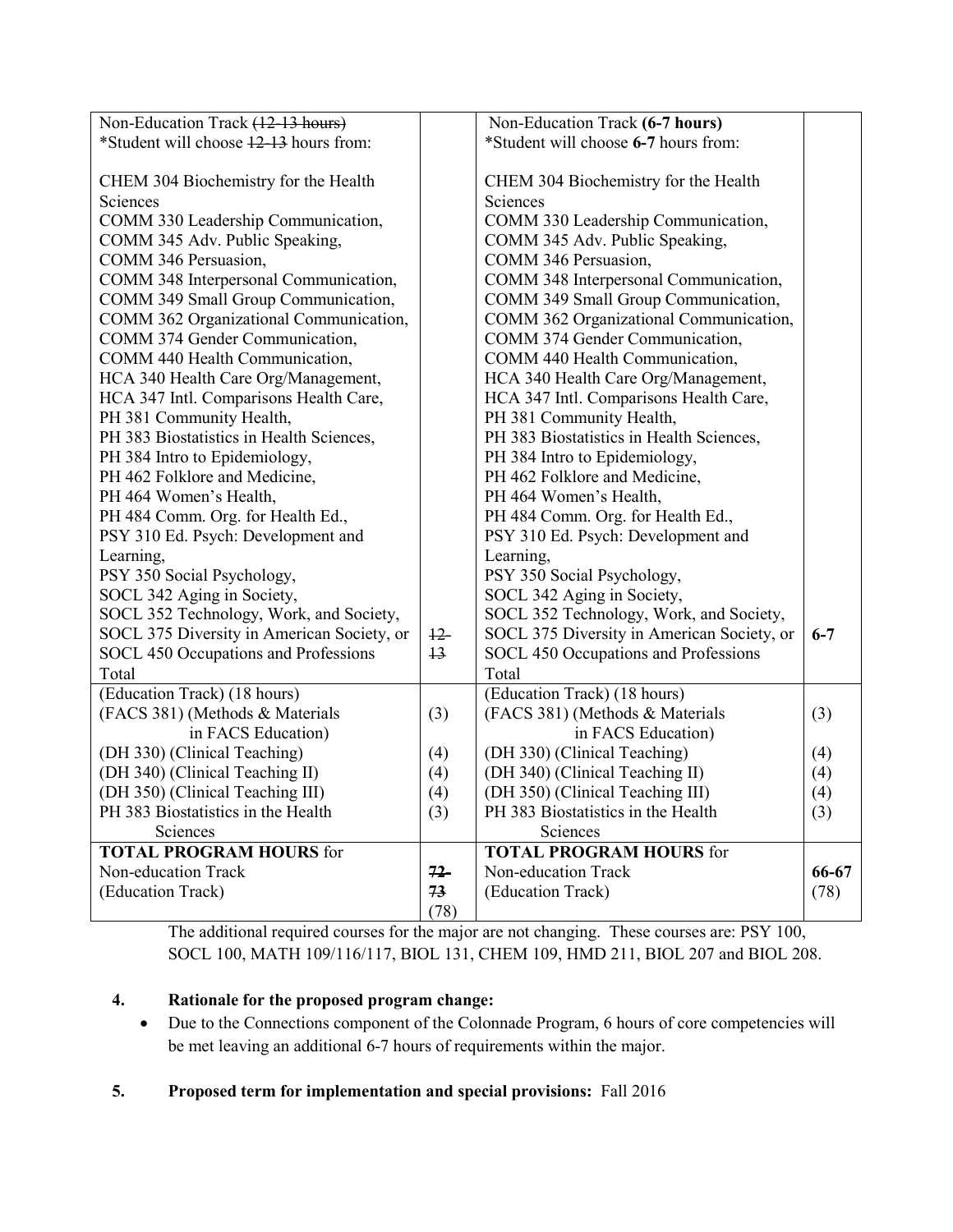| Non-Education Track ~~(12-13 hours)~~<br>*Student will choose ~~12-13~~ hours from:<br><br>CHEM 304 Biochemistry for the Health Sciences<br>COMM 330 Leadership Communication,<br>COMM 345 Adv. Public Speaking,<br>COMM 346 Persuasion,<br>COMM 348 Interpersonal Communication,<br>COMM 349 Small Group Communication,<br>COMM 362 Organizational Communication,<br>COMM 374 Gender Communication,<br>COMM 440 Health Communication,<br>HCA 340 Health Care Org/Management,<br>HCA 347 Intl. Comparisons Health Care,<br>PH 381 Community Health,<br>PH 383 Biostatistics in Health Sciences,<br>PH 384 Intro to Epidemiology,<br>PH 462 Folklore and Medicine,<br>PH 464 Women's Health,<br>PH 484 Comm. Org. for Health Ed.,<br>PSY 310 Ed. Psych: Development and Learning,<br>PSY 350 Social Psychology,<br>SOCL 342 Aging in Society,<br>SOCL 352 Technology, Work, and Society,<br>SOCL 375 Diversity in American Society, or<br>SOCL 450 Occupations and Professions<br>Total | ~~12-13~~ | Non-Education Track **(6-7 hours)**<br>*Student will choose **6-7** hours from:<br><br>CHEM 304 Biochemistry for the Health Sciences<br>COMM 330 Leadership Communication,<br>COMM 345 Adv. Public Speaking,<br>COMM 346 Persuasion,<br>COMM 348 Interpersonal Communication,<br>COMM 349 Small Group Communication,<br>COMM 362 Organizational Communication,<br>COMM 374 Gender Communication,<br>COMM 440 Health Communication,<br>HCA 340 Health Care Org/Management,<br>HCA 347 Intl. Comparisons Health Care,<br>PH 381 Community Health,<br>PH 383 Biostatistics in Health Sciences,<br>PH 384 Intro to Epidemiology,<br>PH 462 Folklore and Medicine,<br>PH 464 Women's Health,<br>PH 484 Comm. Org. for Health Ed.,<br>PSY 310 Ed. Psych: Development and Learning,<br>PSY 350 Social Psychology,<br>SOCL 342 Aging in Society,<br>SOCL 352 Technology, Work, and Society,<br>SOCL 375 Diversity in American Society, or<br>SOCL 450 Occupations and Professions<br>Total | **6-7** |
|---|---|---|---|
| (Education Track) (18 hours)<br>(FACS 381) (Methods & Materials in FACS Education)<br>(DH 330) (Clinical Teaching)<br>(DH 340) (Clinical Teaching II)<br>(DH 350) (Clinical Teaching III)<br>PH 383 Biostatistics in the Health Sciences | (3)<br><br>(4)<br>(4)<br>(4)<br>(3) | (Education Track) (18 hours)<br>(FACS 381) (Methods & Materials in FACS Education)<br>(DH 330) (Clinical Teaching)<br>(DH 340) (Clinical Teaching II)<br>(DH 350) (Clinical Teaching III)<br>PH 383 Biostatistics in the Health Sciences | (3)<br><br>(4)<br>(4)<br>(4)<br>(3) |
| **TOTAL PROGRAM HOURS** for<br>Non-education Track<br>(Education Track) | ~~72-73~~<br>(78) | **TOTAL PROGRAM HOURS** for<br>Non-education Track<br>(Education Track) | **66-67**<br>(78) |

The additional required courses for the major are not changing. These courses are: PSY 100, SOCL 100, MATH 109/116/117, BIOL 131, CHEM 109, HMD 211, BIOL 207 and BIOL 208.

**4. Rationale for the proposed program change:**

- Due to the Connections component of the Colonnade Program, 6 hours of core competencies will be met leaving an additional 6-7 hours of requirements within the major.

**5. Proposed term for implementation and special provisions:** Fall 2016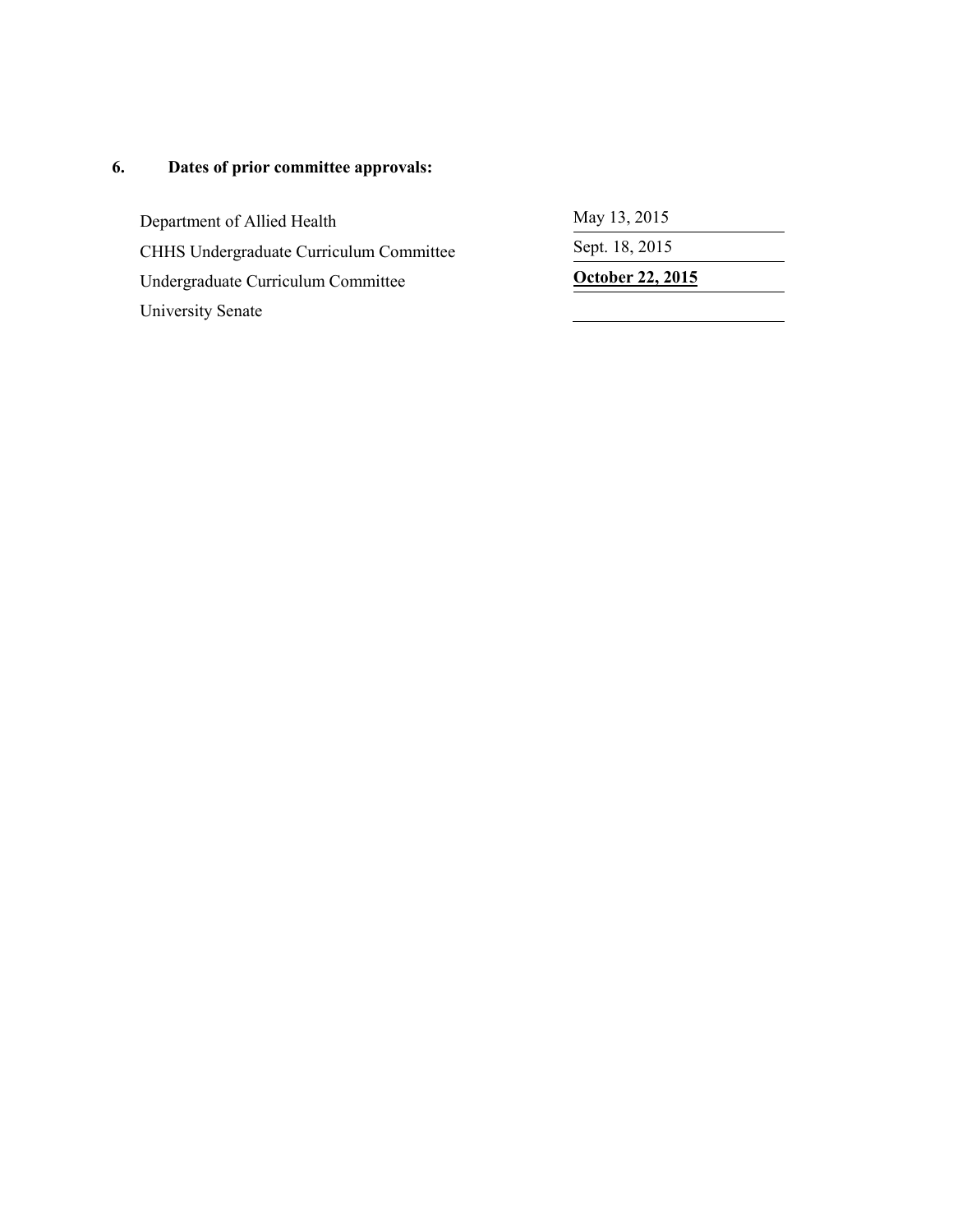**6. Dates of prior committee approvals:**

| | |
|---|---|
| Department of Allied Health | May 13, 2015 |
| CHHS Undergraduate Curriculum Committee | Sept. 18, 2015 |
| Undergraduate Curriculum Committee | **October 22, 2015** |
| University Senate | |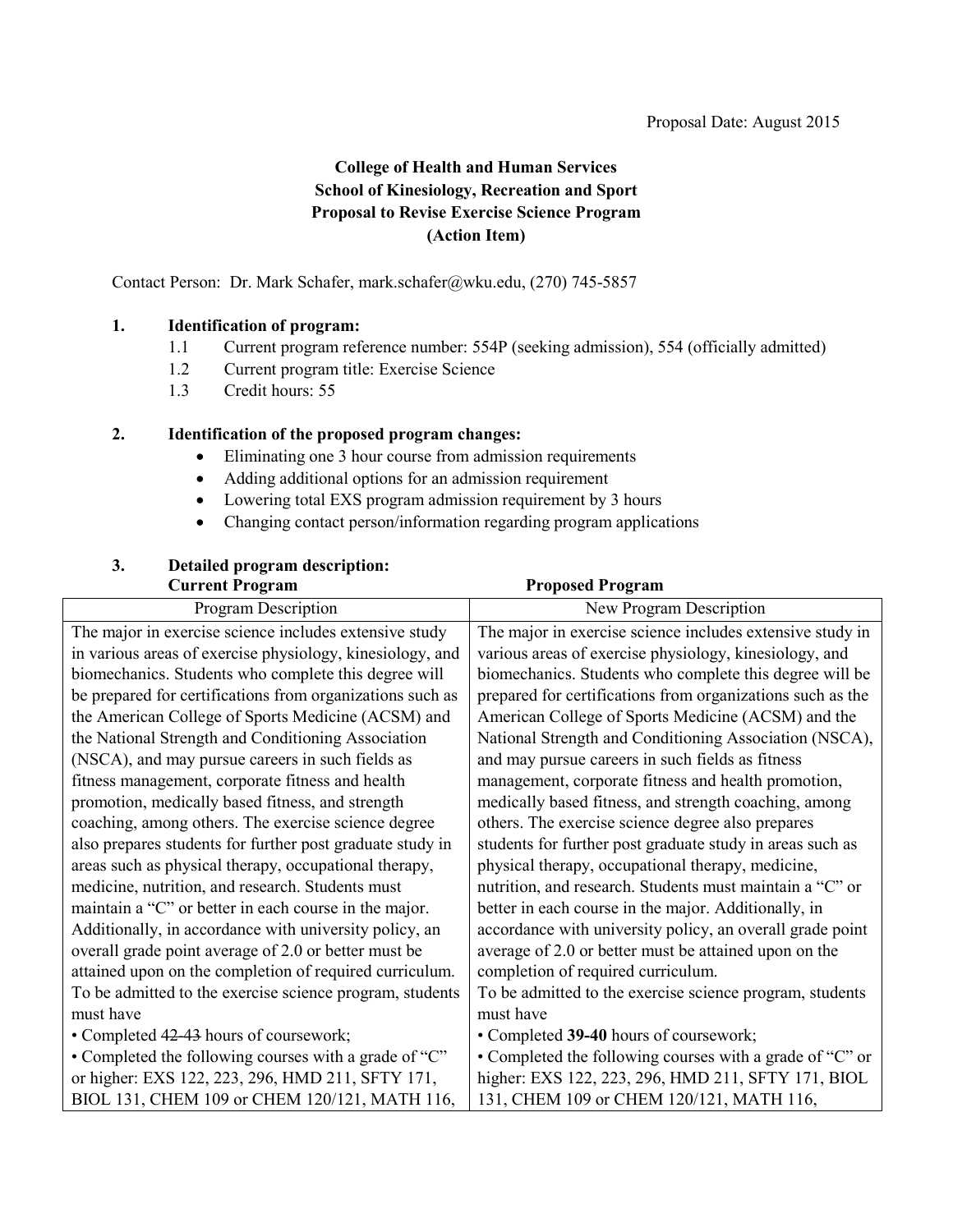Proposal Date: August 2015

**College of Health and Human Services**
**School of Kinesiology, Recreation and Sport**
**Proposal to Revise Exercise Science Program**
**(Action Item)**

Contact Person: Dr. Mark Schafer, mark.schafer@wku.edu, (270) 745-5857

**1. Identification of program:**

1.1 Current program reference number: 554P (seeking admission), 554 (officially admitted)
1.2 Current program title: Exercise Science
1.3 Credit hours: 55

**2. Identification of the proposed program changes:**

- Eliminating one 3 hour course from admission requirements
- Adding additional options for an admission requirement
- Lowering total EXS program admission requirement by 3 hours
- Changing contact person/information regarding program applications

**3. Detailed program description:**

| Current Program<br>Program Description | Proposed Program<br>New Program Description |
|---|---|
| The major in exercise science includes extensive study in various areas of exercise physiology, kinesiology, and biomechanics. Students who complete this degree will be prepared for certifications from organizations such as the American College of Sports Medicine (ACSM) and the National Strength and Conditioning Association (NSCA), and may pursue careers in such fields as fitness management, corporate fitness and health promotion, medically based fitness, and strength coaching, among others. The exercise science degree also prepares students for further post graduate study in areas such as physical therapy, occupational therapy, medicine, nutrition, and research. Students must maintain a "C" or better in each course in the major. Additionally, in accordance with university policy, an overall grade point average of 2.0 or better must be attained upon on the completion of required curriculum.<br>To be admitted to the exercise science program, students must have<br>• Completed ~~42-43~~ hours of coursework;<br>• Completed the following courses with a grade of "C" or higher: EXS 122, 223, 296, HMD 211, SFTY 171, BIOL 131, CHEM 109 or CHEM 120/121, MATH 116, | The major in exercise science includes extensive study in various areas of exercise physiology, kinesiology, and biomechanics. Students who complete this degree will be prepared for certifications from organizations such as the American College of Sports Medicine (ACSM) and the National Strength and Conditioning Association (NSCA), and may pursue careers in such fields as fitness management, corporate fitness and health promotion, medically based fitness, and strength coaching, among others. The exercise science degree also prepares students for further post graduate study in areas such as physical therapy, occupational therapy, medicine, nutrition, and research. Students must maintain a "C" or better in each course in the major. Additionally, in accordance with university policy, an overall grade point average of 2.0 or better must be attained upon on the completion of required curriculum.<br>To be admitted to the exercise science program, students must have<br>• Completed **39-40** hours of coursework;<br>• Completed the following courses with a grade of "C" or higher: EXS 122, 223, 296, HMD 211, SFTY 171, BIOL 131, CHEM 109 or CHEM 120/121, MATH 116, |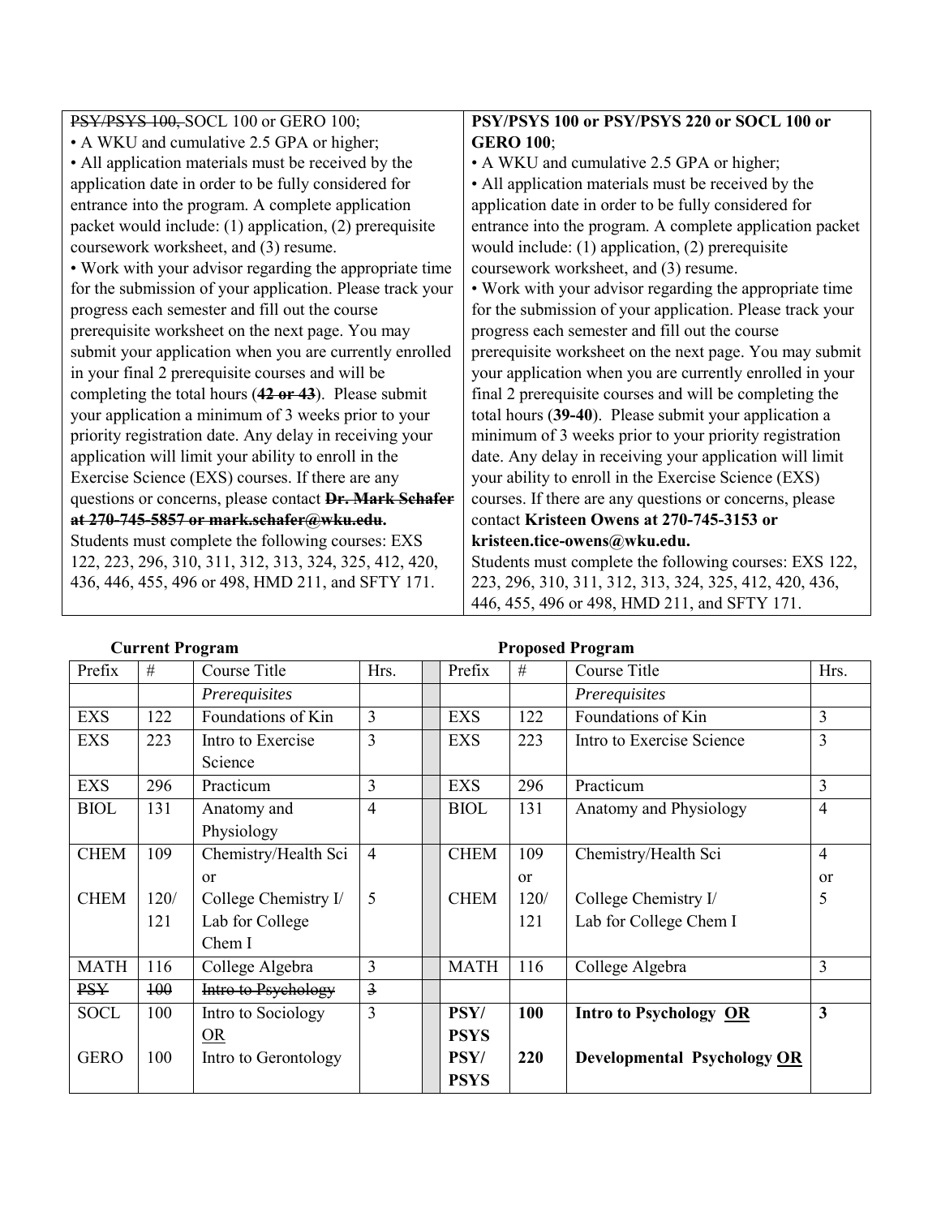| | |
|---|---|
| ~~PSY/PSYS 100,~~ SOCL 100 or GERO 100;<br>• A WKU and cumulative 2.5 GPA or higher;<br>• All application materials must be received by the application date in order to be fully considered for entrance into the program. A complete application packet would include: (1) application, (2) prerequisite coursework worksheet, and (3) resume.<br>• Work with your advisor regarding the appropriate time for the submission of your application. Please track your progress each semester and fill out the course prerequisite worksheet on the next page. You may submit your application when you are currently enrolled in your final 2 prerequisite courses and will be completing the total hours (**~~42 or 43~~**). Please submit your application a minimum of 3 weeks prior to your priority registration date. Any delay in receiving your application will limit your ability to enroll in the Exercise Science (EXS) courses. If there are any questions or concerns, please contact **~~Dr. Mark Schafer at 270-745-5857 or mark.schafer@wku.edu.~~**<br>Students must complete the following courses: EXS 122, 223, 296, 310, 311, 312, 313, 324, 325, 412, 420, 436, 446, 455, 496 or 498, HMD 211, and SFTY 171. | **PSY/PSYS 100 or PSY/PSYS 220 or SOCL 100 or GERO 100**;<br>• A WKU and cumulative 2.5 GPA or higher;<br>• All application materials must be received by the application date in order to be fully considered for entrance into the program. A complete application packet would include: (1) application, (2) prerequisite coursework worksheet, and (3) resume.<br>• Work with your advisor regarding the appropriate time for the submission of your application. Please track your progress each semester and fill out the course prerequisite worksheet on the next page. You may submit your application when you are currently enrolled in your final 2 prerequisite courses and will be completing the total hours (**39-40**). Please submit your application a minimum of 3 weeks prior to your priority registration date. Any delay in receiving your application will limit your ability to enroll in the Exercise Science (EXS) courses. If there are any questions or concerns, please contact **Kristeen Owens at 270-745-3153 or kristeen.tice-owens@wku.edu.**<br>Students must complete the following courses: EXS 122, 223, 296, 310, 311, 312, 313, 324, 325, 412, 420, 436, 446, 455, 496 or 498, HMD 211, and SFTY 171. |

**Current Program** | **Proposed Program**

| Prefix | # | Course Title | Hrs. | | Prefix | # | Course Title | Hrs. |
|---|---|---|---|---|---|---|---|---|
| | | *Prerequisites* | | | | | *Prerequisites* | |
| EXS | 122 | Foundations of Kin | 3 | | EXS | 122 | Foundations of Kin | 3 |
| EXS | 223 | Intro to Exercise Science | 3 | | EXS | 223 | Intro to Exercise Science | 3 |
| EXS | 296 | Practicum | 3 | | EXS | 296 | Practicum | 3 |
| BIOL | 131 | Anatomy and Physiology | 4 | | BIOL | 131 | Anatomy and Physiology | 4 |
| CHEM<br><br>CHEM | 109<br><br>120/121 | Chemistry/Health Sci or<br>College Chemistry I/ Lab for College Chem I | 4<br><br>5 | | CHEM<br><br>CHEM | 109 or<br>120/121 | Chemistry/Health Sci<br><br>College Chemistry I/ Lab for College Chem I | 4 or<br>5 |
| MATH | 116 | College Algebra | 3 | | MATH | 116 | College Algebra | 3 |
| ~~PSY~~ | ~~100~~ | ~~Intro to Psychology~~ | ~~3~~ | | | | | |
| SOCL<br><br>GERO | 100<br><br>100 | Intro to Sociology <u>OR</u><br>Intro to Gerontology | 3 | | **PSY/ PSYS**<br>**PSY/ PSYS** | **100**<br><br>**220** | **Intro to Psychology <u>OR</u>**<br><br>**Developmental Psychology <u>OR</u>** | **3** |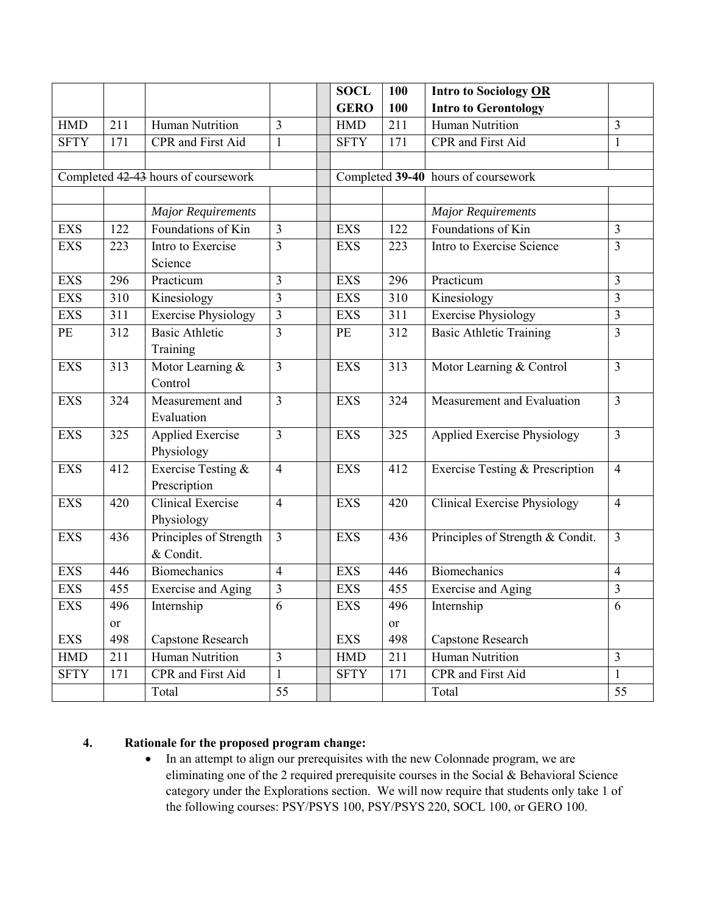| | | | | | | | | |
|---|---|---|---|---|---|---|---|---|
| | | | | | **SOCL** **GERO** | **100** **100** | **Intro to Sociology OR** **Intro to Gerontology** | |
| HMD | 211 | Human Nutrition | 3 | | HMD | 211 | Human Nutrition | 3 |
| SFTY | 171 | CPR and First Aid | 1 | | SFTY | 171 | CPR and First Aid | 1 |
| | | | | | | | | |
| Completed ~~42~~-~~43~~ hours of coursework | | | | | Completed **39-40** hours of coursework | | | |
| | | | | | | | | |
| | | *Major Requirements* | | | | | *Major Requirements* | |
| EXS | 122 | Foundations of Kin | 3 | | EXS | 122 | Foundations of Kin | 3 |
| EXS | 223 | Intro to Exercise Science | 3 | | EXS | 223 | Intro to Exercise Science | 3 |
| EXS | 296 | Practicum | 3 | | EXS | 296 | Practicum | 3 |
| EXS | 310 | Kinesiology | 3 | | EXS | 310 | Kinesiology | 3 |
| EXS | 311 | Exercise Physiology | 3 | | EXS | 311 | Exercise Physiology | 3 |
| PE | 312 | Basic Athletic Training | 3 | | PE | 312 | Basic Athletic Training | 3 |
| EXS | 313 | Motor Learning & Control | 3 | | EXS | 313 | Motor Learning & Control | 3 |
| EXS | 324 | Measurement and Evaluation | 3 | | EXS | 324 | Measurement and Evaluation | 3 |
| EXS | 325 | Applied Exercise Physiology | 3 | | EXS | 325 | Applied Exercise Physiology | 3 |
| EXS | 412 | Exercise Testing & Prescription | 4 | | EXS | 412 | Exercise Testing & Prescription | 4 |
| EXS | 420 | Clinical Exercise Physiology | 4 | | EXS | 420 | Clinical Exercise Physiology | 4 |
| EXS | 436 | Principles of Strength & Condit. | 3 | | EXS | 436 | Principles of Strength & Condit. | 3 |
| EXS | 446 | Biomechanics | 4 | | EXS | 446 | Biomechanics | 4 |
| EXS | 455 | Exercise and Aging | 3 | | EXS | 455 | Exercise and Aging | 3 |
| EXS EXS | 496 or 498 | Internship Capstone Research | 6 | | EXS EXS | 496 or 498 | Internship Capstone Research | 6 |
| HMD | 211 | Human Nutrition | 3 | | HMD | 211 | Human Nutrition | 3 |
| SFTY | 171 | CPR and First Aid | 1 | | SFTY | 171 | CPR and First Aid | 1 |
| | | Total | 55 | | | | Total | 55 |

**4. Rationale for the proposed program change:**

- In an attempt to align our prerequisites with the new Colonnade program, we are eliminating one of the 2 required prerequisite courses in the Social & Behavioral Science category under the Explorations section. We will now require that students only take 1 of the following courses: PSY/PSYS 100, PSY/PSYS 220, SOCL 100, or GERO 100.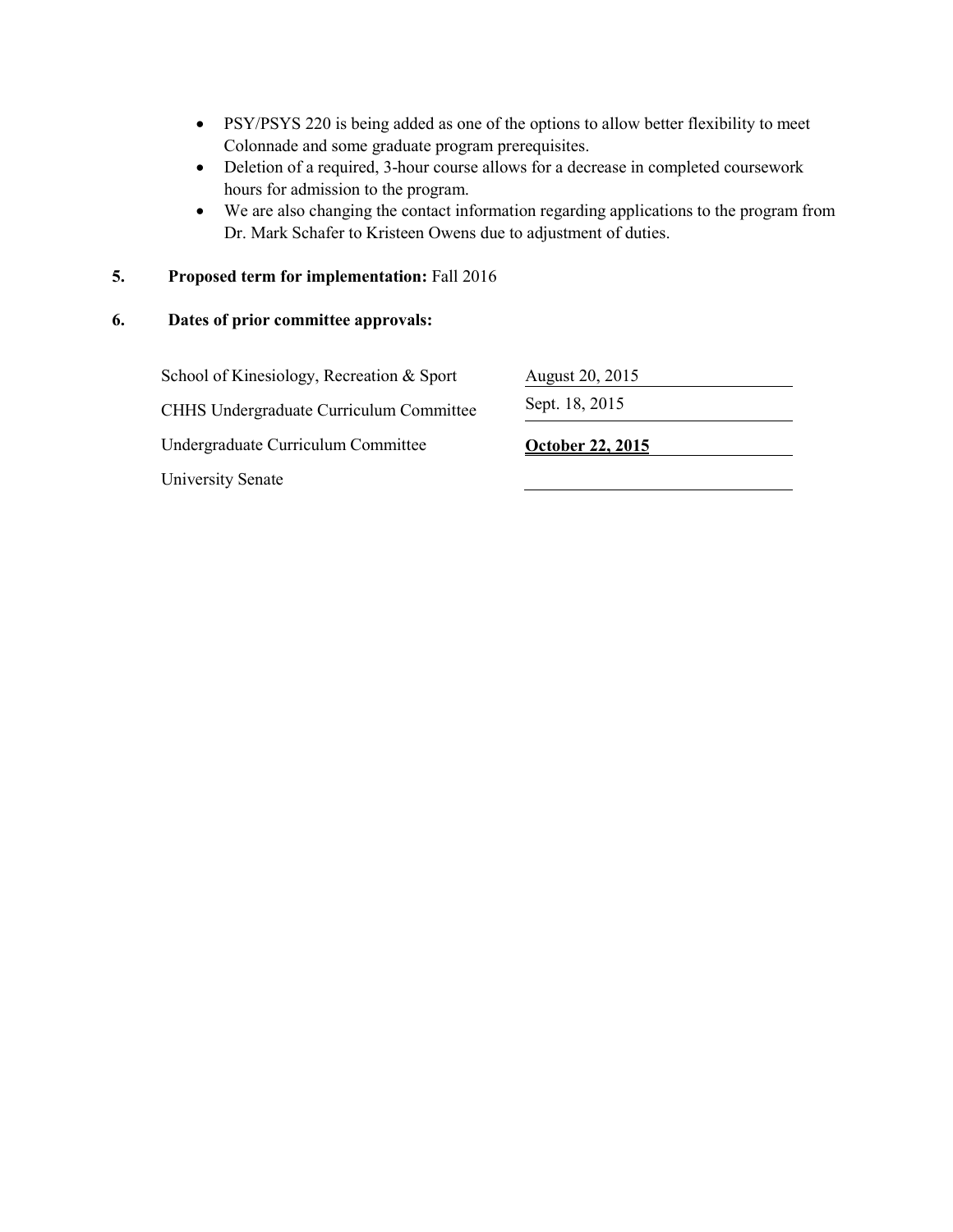- PSY/PSYS 220 is being added as one of the options to allow better flexibility to meet Colonnade and some graduate program prerequisites.
- Deletion of a required, 3-hour course allows for a decrease in completed coursework hours for admission to the program.
- We are also changing the contact information regarding applications to the program from Dr. Mark Schafer to Kristeen Owens due to adjustment of duties.

**5. Proposed term for implementation:** Fall 2016

**6. Dates of prior committee approvals:**

| | |
|---|---|
| School of Kinesiology, Recreation & Sport | August 20, 2015 |
| CHHS Undergraduate Curriculum Committee | Sept. 18, 2015 |
| Undergraduate Curriculum Committee | **October 22, 2015** |
| University Senate | |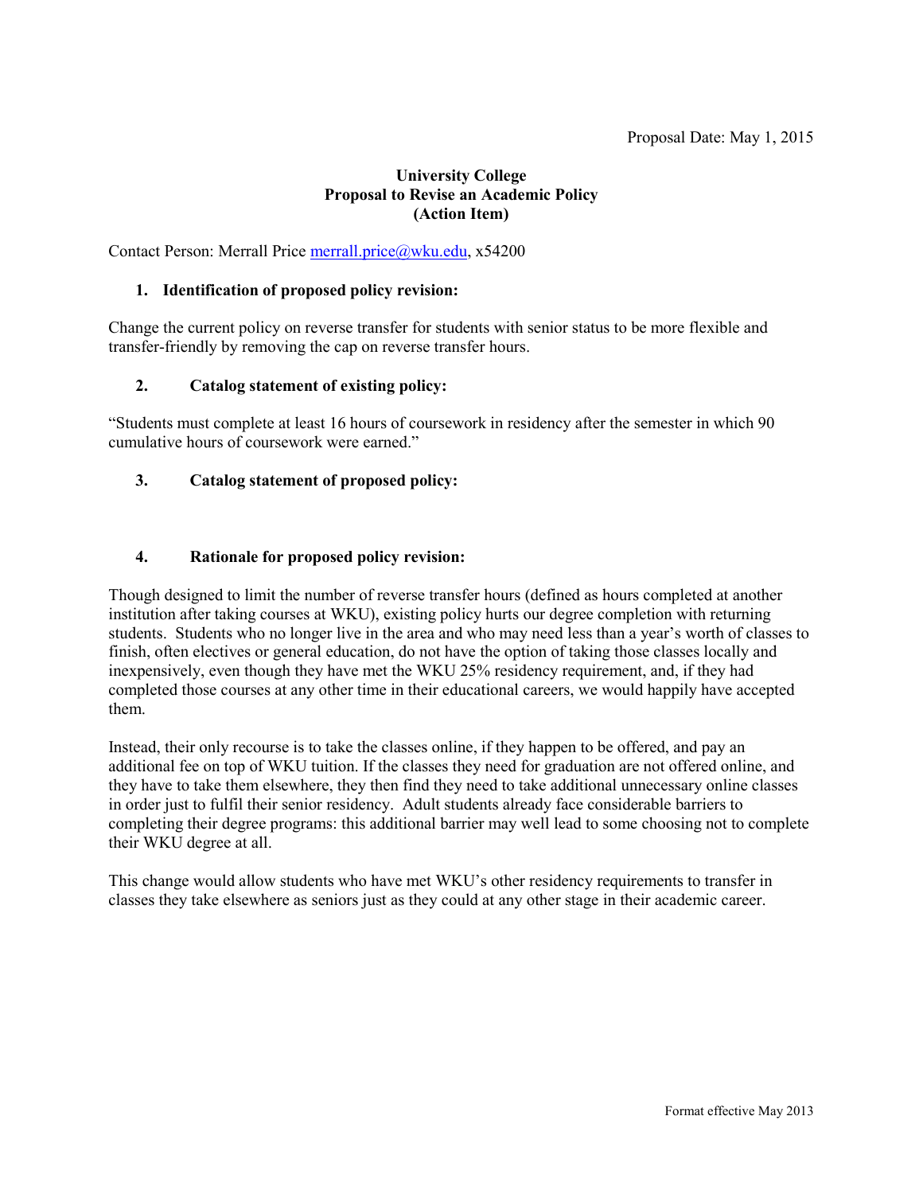Proposal Date: May 1, 2015

**University College**
**Proposal to Revise an Academic Policy**
**(Action Item)**

Contact Person: Merrall Price merrall.price@wku.edu, x54200

**1. Identification of proposed policy revision:**

Change the current policy on reverse transfer for students with senior status to be more flexible and transfer-friendly by removing the cap on reverse transfer hours.

**2. Catalog statement of existing policy:**

"Students must complete at least 16 hours of coursework in residency after the semester in which 90 cumulative hours of coursework were earned."

**3. Catalog statement of proposed policy:**

**4. Rationale for proposed policy revision:**

Though designed to limit the number of reverse transfer hours (defined as hours completed at another institution after taking courses at WKU), existing policy hurts our degree completion with returning students. Students who no longer live in the area and who may need less than a year's worth of classes to finish, often electives or general education, do not have the option of taking those classes locally and inexpensively, even though they have met the WKU 25% residency requirement, and, if they had completed those courses at any other time in their educational careers, we would happily have accepted them.

Instead, their only recourse is to take the classes online, if they happen to be offered, and pay an additional fee on top of WKU tuition. If the classes they need for graduation are not offered online, and they have to take them elsewhere, they then find they need to take additional unnecessary online classes in order just to fulfil their senior residency. Adult students already face considerable barriers to completing their degree programs: this additional barrier may well lead to some choosing not to complete their WKU degree at all.

This change would allow students who have met WKU's other residency requirements to transfer in classes they take elsewhere as seniors just as they could at any other stage in their academic career.

Format effective May 2013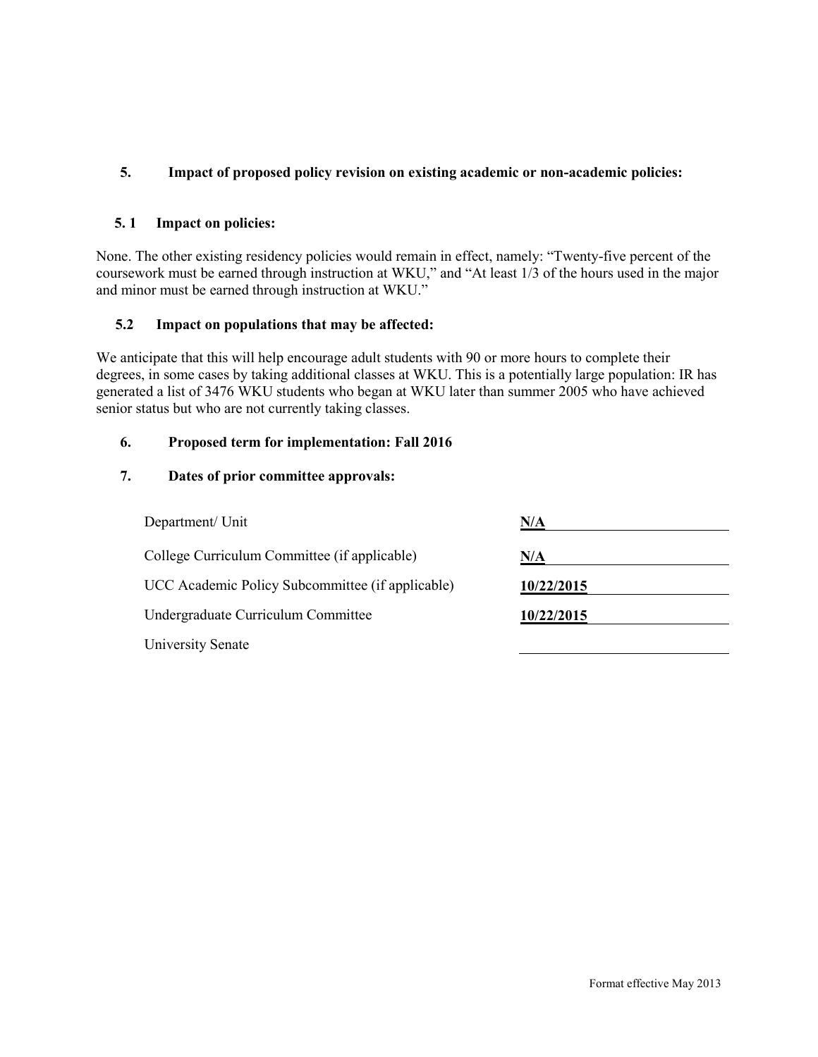**5. Impact of proposed policy revision on existing academic or non-academic policies:**

**5. 1 Impact on policies:**

None. The other existing residency policies would remain in effect, namely: “Twenty-five percent of the coursework must be earned through instruction at WKU,” and “At least 1/3 of the hours used in the major and minor must be earned through instruction at WKU.”

**5.2 Impact on populations that may be affected:**

We anticipate that this will help encourage adult students with 90 or more hours to complete their degrees, in some cases by taking additional classes at WKU. This is a potentially large population: IR has generated a list of 3476 WKU students who began at WKU later than summer 2005 who have achieved senior status but who are not currently taking classes.

**6. Proposed term for implementation: Fall 2016**

**7. Dates of prior committee approvals:**

| | |
|---|---|
| Department/ Unit | **N/A** |
| College Curriculum Committee (if applicable) | **N/A** |
| UCC Academic Policy Subcommittee (if applicable) | **10/22/2015** |
| Undergraduate Curriculum Committee | **10/22/2015** |
| University Senate | |

Format effective May 2013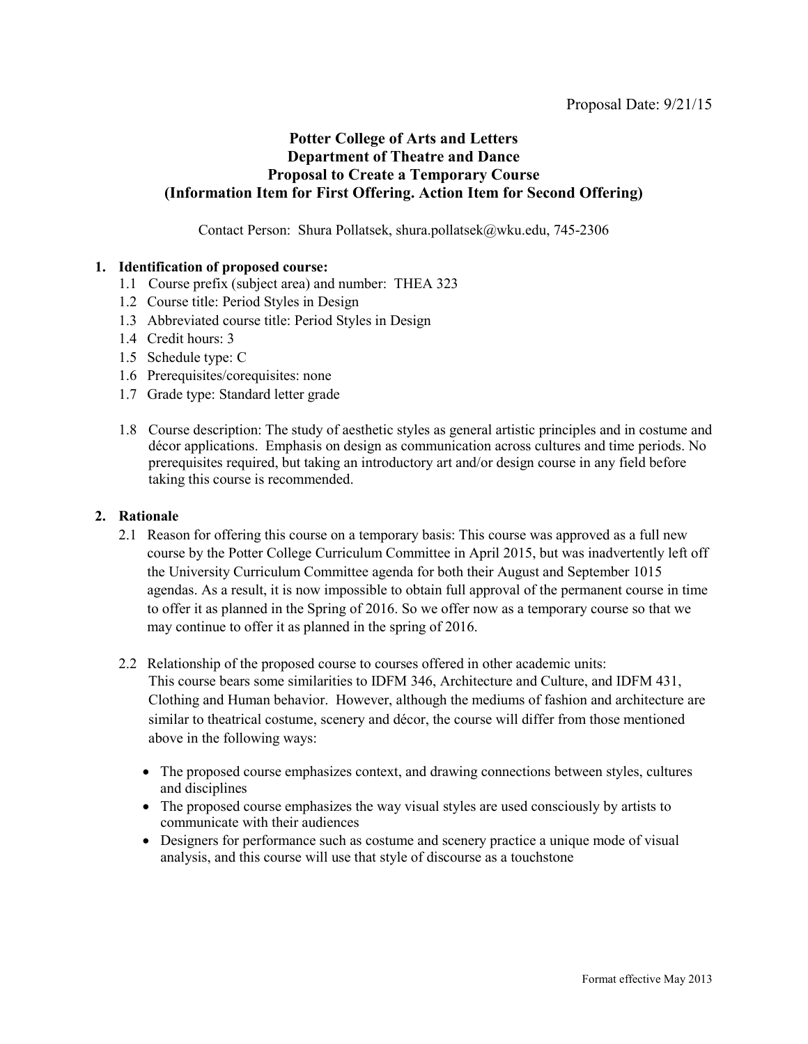Proposal Date: 9/21/15

**Potter College of Arts and Letters**
**Department of Theatre and Dance**
**Proposal to Create a Temporary Course**
**(Information Item for First Offering. Action Item for Second Offering)**

Contact Person: Shura Pollatsek, shura.pollatsek@wku.edu, 745-2306

**1. Identification of proposed course:**

1.1 Course prefix (subject area) and number: THEA 323
1.2 Course title: Period Styles in Design
1.3 Abbreviated course title: Period Styles in Design
1.4 Credit hours: 3
1.5 Schedule type: C
1.6 Prerequisites/corequisites: none
1.7 Grade type: Standard letter grade

1.8 Course description: The study of aesthetic styles as general artistic principles and in costume and décor applications. Emphasis on design as communication across cultures and time periods. No prerequisites required, but taking an introductory art and/or design course in any field before taking this course is recommended.

**2. Rationale**

2.1 Reason for offering this course on a temporary basis: This course was approved as a full new course by the Potter College Curriculum Committee in April 2015, but was inadvertently left off the University Curriculum Committee agenda for both their August and September 1015 agendas. As a result, it is now impossible to obtain full approval of the permanent course in time to offer it as planned in the Spring of 2016. So we offer now as a temporary course so that we may continue to offer it as planned in the spring of 2016.

2.2 Relationship of the proposed course to courses offered in other academic units:
This course bears some similarities to IDFM 346, Architecture and Culture, and IDFM 431, Clothing and Human behavior. However, although the mediums of fashion and architecture are similar to theatrical costume, scenery and décor, the course will differ from those mentioned above in the following ways:

- The proposed course emphasizes context, and drawing connections between styles, cultures and disciplines
- The proposed course emphasizes the way visual styles are used consciously by artists to communicate with their audiences
- Designers for performance such as costume and scenery practice a unique mode of visual analysis, and this course will use that style of discourse as a touchstone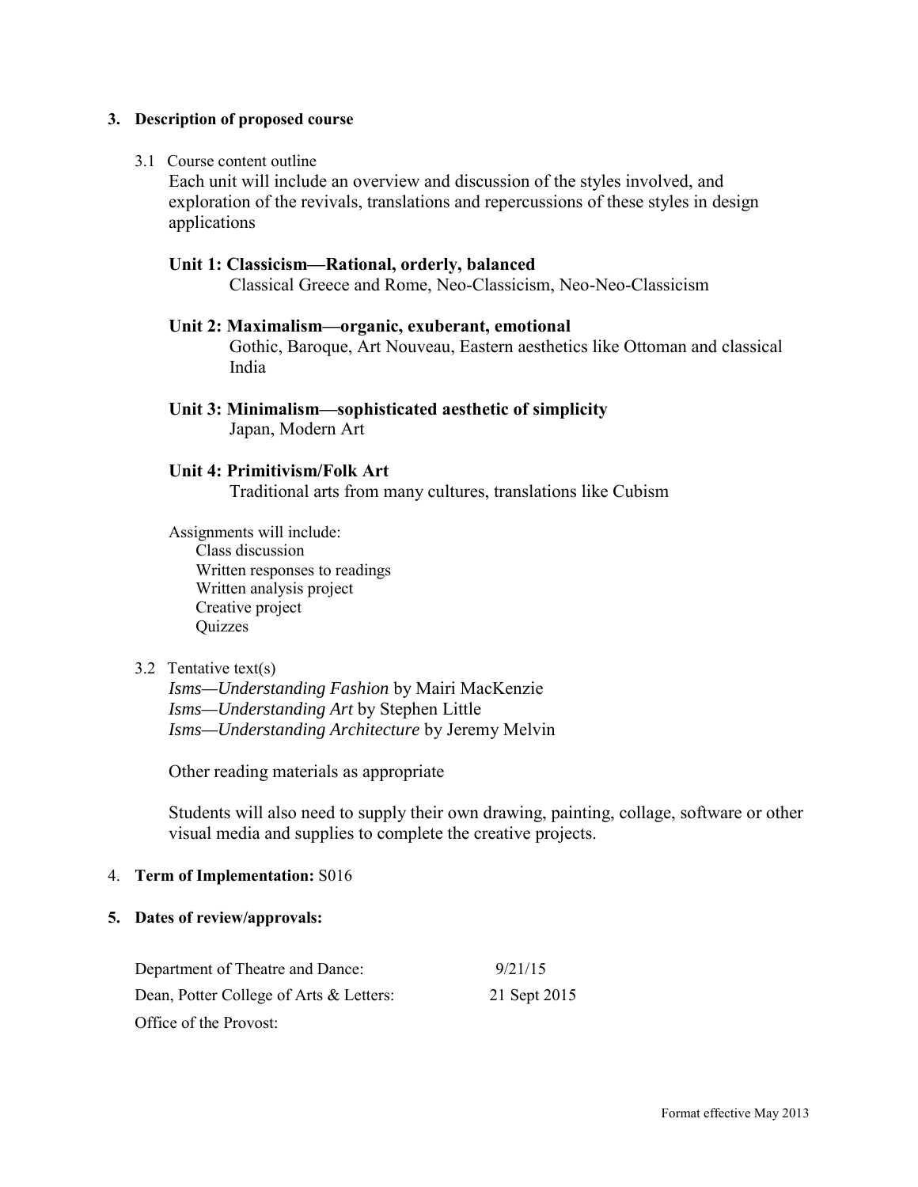**3. Description of proposed course**

3.1 Course content outline

Each unit will include an overview and discussion of the styles involved, and exploration of the revivals, translations and repercussions of these styles in design applications

**Unit 1: Classicism—Rational, orderly, balanced**

Classical Greece and Rome, Neo-Classicism, Neo-Neo-Classicism

**Unit 2: Maximalism—organic, exuberant, emotional**

Gothic, Baroque, Art Nouveau, Eastern aesthetics like Ottoman and classical India

**Unit 3: Minimalism—sophisticated aesthetic of simplicity**

Japan, Modern Art

**Unit 4: Primitivism/Folk Art**

Traditional arts from many cultures, translations like Cubism

Assignments will include:

- Class discussion
- Written responses to readings
- Written analysis project
- Creative project
- Quizzes

3.2 Tentative text(s)

*Isms—Understanding Fashion* by Mairi MacKenzie
*Isms—Understanding Art* by Stephen Little
*Isms—Understanding Architecture* by Jeremy Melvin

Other reading materials as appropriate

Students will also need to supply their own drawing, painting, collage, software or other visual media and supplies to complete the creative projects.

4. **Term of Implementation:** S016

**5. Dates of review/approvals:**

| | |
|---|---|
| Department of Theatre and Dance: | 9/21/15 |
| Dean, Potter College of Arts & Letters: | 21 Sept 2015 |
| Office of the Provost: | |

Format effective May 2013